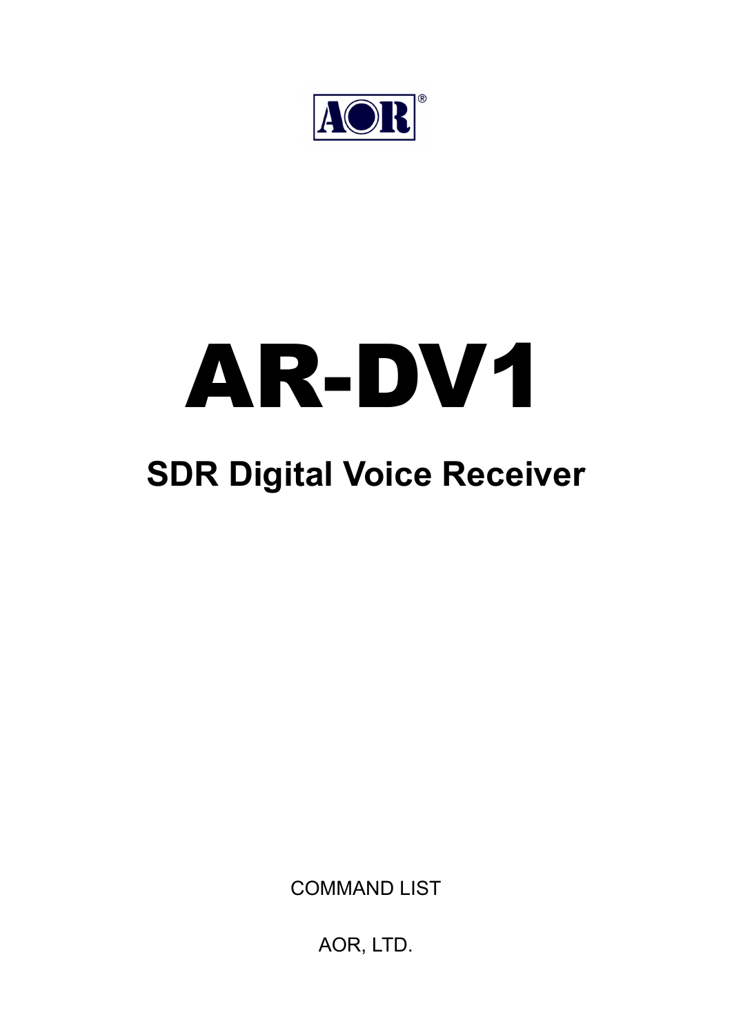AOR®

# AR-DV1

## SDR Digital Voice Receiver

COMMAND LIST

AOR, LTD.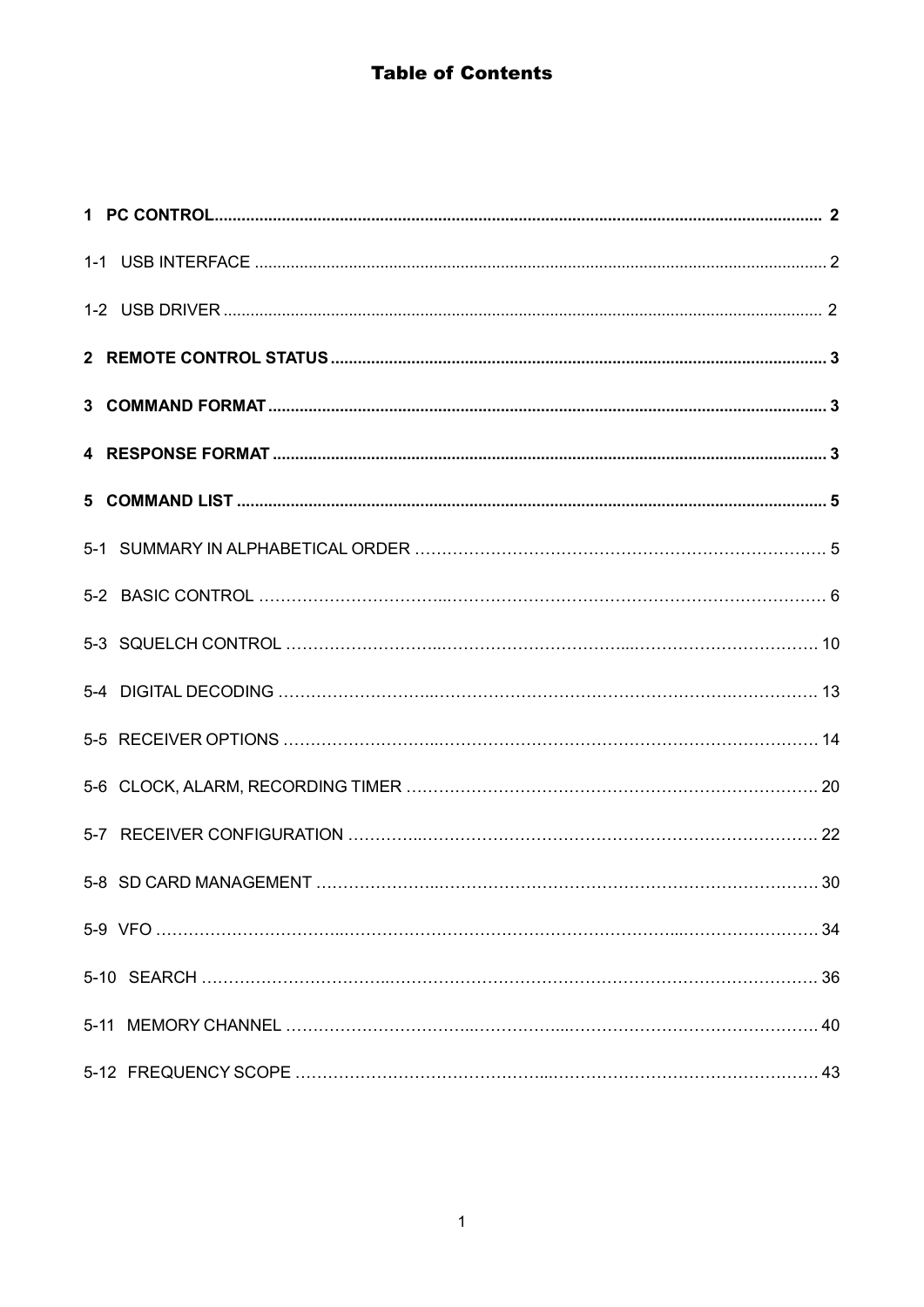# Table of Contents

**1 PC CONTROL** ........ 2

1-1 USB INTERFACE ........ 2

1-2 USB DRIVER ........ 2

**2 REMOTE CONTROL STATUS** ........ 3

**3 COMMAND FORMAT** ........ 3

**4 RESPONSE FORMAT** ........ 3

**5 COMMAND LIST** ........ 5

5-1 SUMMARY IN ALPHABETICAL ORDER ........ 5

5-2 BASIC CONTROL ........ 6

5-3 SQUELCH CONTROL ........ 10

5-4 DIGITAL DECODING ........ 13

5-5 RECEIVER OPTIONS ........ 14

5-6 CLOCK, ALARM, RECORDING TIMER ........ 20

5-7 RECEIVER CONFIGURATION ........ 22

5-8 SD CARD MANAGEMENT ........ 30

5-9 VFO ........ 34

5-10 SEARCH ........ 36

5-11 MEMORY CHANNEL ........ 40

5-12 FREQUENCY SCOPE ........ 43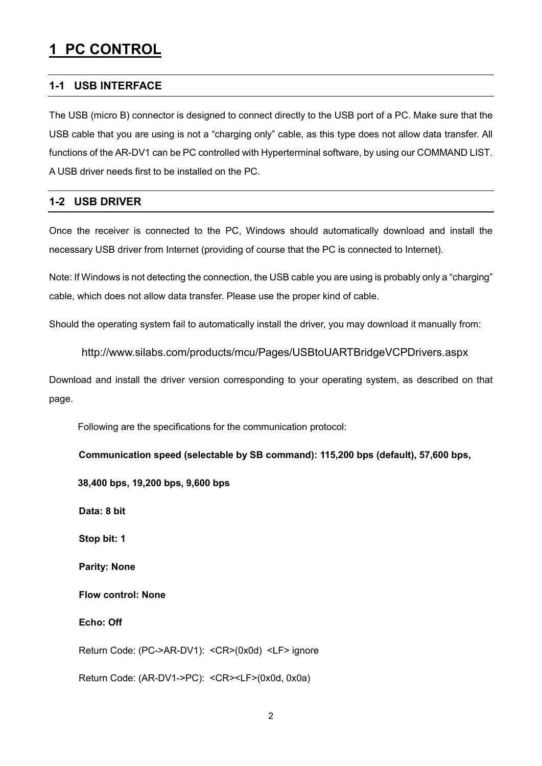# 1 PC CONTROL

## 1-1 USB INTERFACE

The USB (micro B) connector is designed to connect directly to the USB port of a PC. Make sure that the USB cable that you are using is not a “charging only” cable, as this type does not allow data transfer. All functions of the AR-DV1 can be PC controlled with Hyperterminal software, by using our COMMAND LIST. A USB driver needs first to be installed on the PC.

## 1-2 USB DRIVER

Once the receiver is connected to the PC, Windows should automatically download and install the necessary USB driver from Internet (providing of course that the PC is connected to Internet).

Note: If Windows is not detecting the connection, the USB cable you are using is probably only a “charging” cable, which does not allow data transfer. Please use the proper kind of cable.

Should the operating system fail to automatically install the driver, you may download it manually from:

http://www.silabs.com/products/mcu/Pages/USBtoUARTBridgeVCPDrivers.aspx

Download and install the driver version corresponding to your operating system, as described on that page.

Following are the specifications for the communication protocol:

**Communication speed (selectable by SB command): 115,200 bps (default), 57,600 bps, 38,400 bps, 19,200 bps, 9,600 bps**

**Data: 8 bit**

**Stop bit: 1**

**Parity: None**

**Flow control: None**

**Echo: Off**

Return Code: (PC->AR-DV1): <CR>(0x0d) <LF> ignore

Return Code: (AR-DV1->PC): <CR><LF>(0x0d, 0x0a)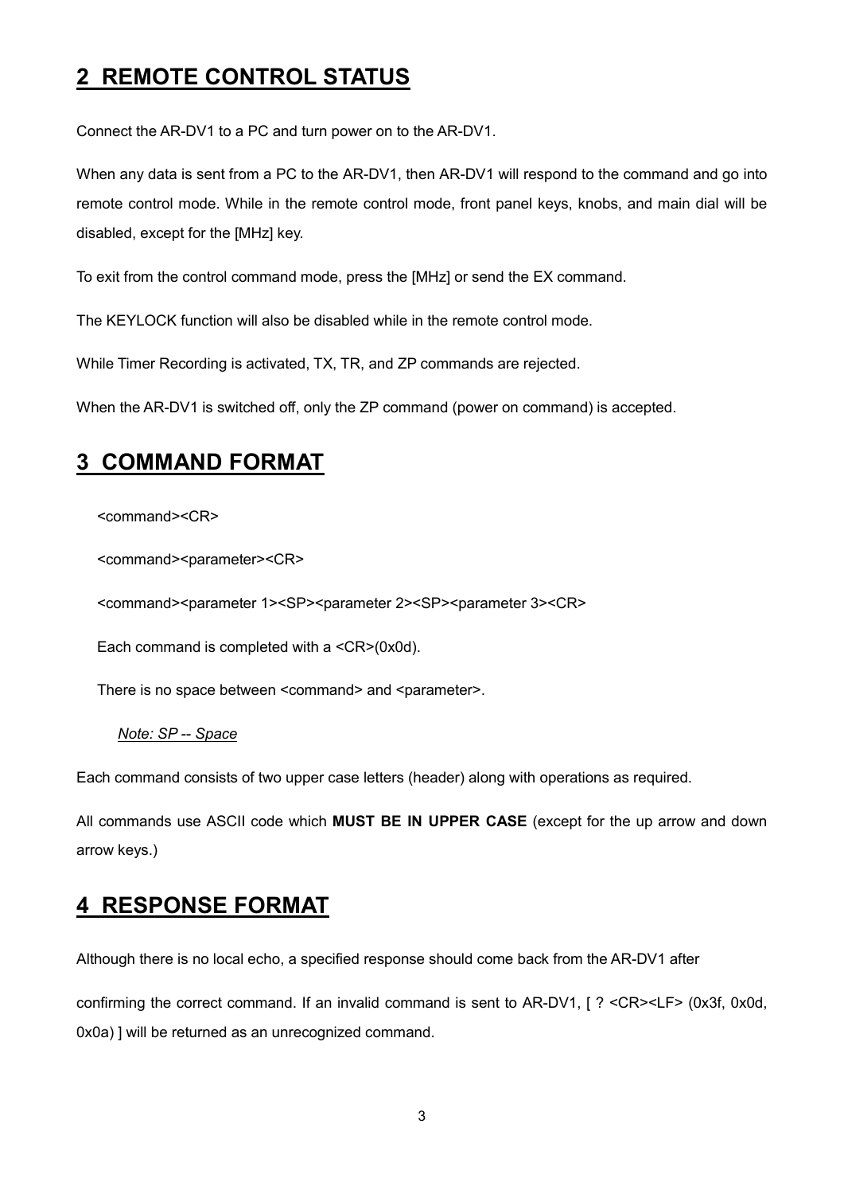## 2 REMOTE CONTROL STATUS

Connect the AR-DV1 to a PC and turn power on to the AR-DV1.

When any data is sent from a PC to the AR-DV1, then AR-DV1 will respond to the command and go into remote control mode. While in the remote control mode, front panel keys, knobs, and main dial will be disabled, except for the [MHz] key.

To exit from the control command mode, press the [MHz] or send the EX command.

The KEYLOCK function will also be disabled while in the remote control mode.

While Timer Recording is activated, TX, TR, and ZP commands are rejected.

When the AR-DV1 is switched off, only the ZP command (power on command) is accepted.

## 3 COMMAND FORMAT

<command><CR>

<command><parameter><CR>

<command><parameter 1><SP><parameter 2><SP><parameter 3><CR>

Each command is completed with a <CR>(0x0d).

There is no space between <command> and <parameter>.

*Note: SP -- Space*

Each command consists of two upper case letters (header) along with operations as required.

All commands use ASCII code which **MUST BE IN UPPER CASE** (except for the up arrow and down arrow keys.)

## 4 RESPONSE FORMAT

Although there is no local echo, a specified response should come back from the AR-DV1 after

confirming the correct command. If an invalid command is sent to AR-DV1, [ ? <CR><LF> (0x3f, 0x0d, 0x0a) ] will be returned as an unrecognized command.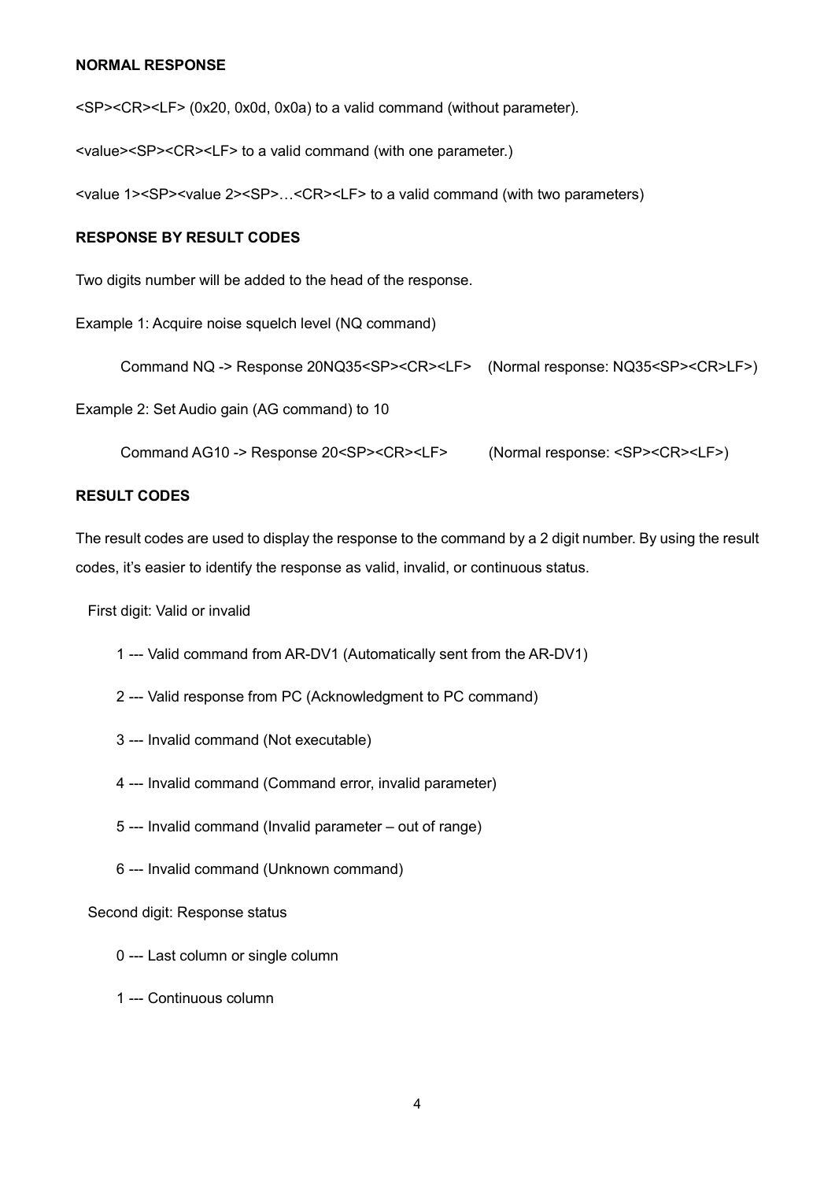**NORMAL RESPONSE**

<SP><CR><LF> (0x20, 0x0d, 0x0a) to a valid command (without parameter).

<value><SP><CR><LF> to a valid command (with one parameter.)

<value 1><SP><value 2><SP>…<CR><LF> to a valid command (with two parameters)

**RESPONSE BY RESULT CODES**

Two digits number will be added to the head of the response.

Example 1: Acquire noise squelch level (NQ command)

Command NQ -> Response 20NQ35<SP><CR><LF> (Normal response: NQ35<SP><CR>LF>)

Example 2: Set Audio gain (AG command) to 10

Command AG10 -> Response 20<SP><CR><LF> (Normal response: <SP><CR><LF>)

**RESULT CODES**

The result codes are used to display the response to the command by a 2 digit number. By using the result codes, it's easier to identify the response as valid, invalid, or continuous status.

First digit: Valid or invalid

1 --- Valid command from AR-DV1 (Automatically sent from the AR-DV1)

2 --- Valid response from PC (Acknowledgment to PC command)

3 --- Invalid command (Not executable)

4 --- Invalid command (Command error, invalid parameter)

5 --- Invalid command (Invalid parameter – out of range)

6 --- Invalid command (Unknown command)

Second digit: Response status

0 --- Last column or single column

1 --- Continuous column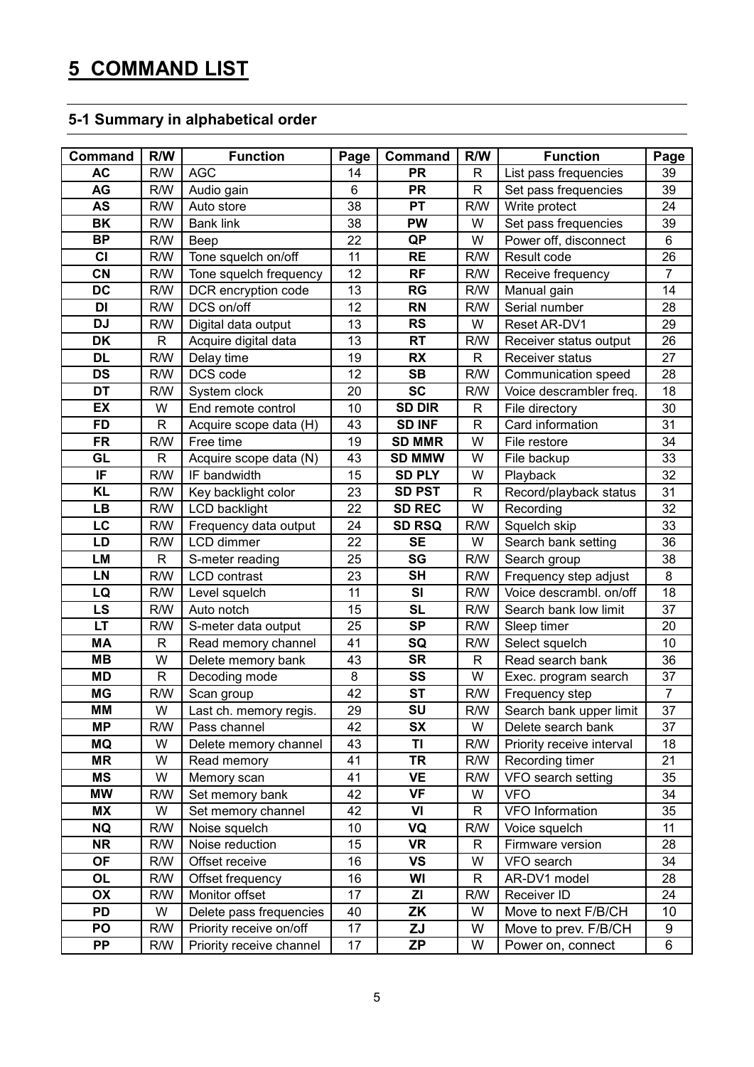# 5 COMMAND LIST

## 5-1 Summary in alphabetical order

| Command | R/W | Function | Page | Command | R/W | Function | Page |
|---|---|---|---|---|---|---|---|
| AC | R/W | AGC | 14 | PR | R | List pass frequencies | 39 |
| AG | R/W | Audio gain | 6 | PR | R | Set pass frequencies | 39 |
| AS | R/W | Auto store | 38 | PT | R/W | Write protect | 24 |
| BK | R/W | Bank link | 38 | PW | W | Set pass frequencies | 39 |
| BP | R/W | Beep | 22 | QP | W | Power off, disconnect | 6 |
| CI | R/W | Tone squelch on/off | 11 | RE | R/W | Result code | 26 |
| CN | R/W | Tone squelch frequency | 12 | RF | R/W | Receive frequency | 7 |
| DC | R/W | DCR encryption code | 13 | RG | R/W | Manual gain | 14 |
| DI | R/W | DCS on/off | 12 | RN | R/W | Serial number | 28 |
| DJ | R/W | Digital data output | 13 | RS | W | Reset AR-DV1 | 29 |
| DK | R | Acquire digital data | 13 | RT | R/W | Receiver status output | 26 |
| DL | R/W | Delay time | 19 | RX | R | Receiver status | 27 |
| DS | R/W | DCS code | 12 | SB | R/W | Communication speed | 28 |
| DT | R/W | System clock | 20 | SC | R/W | Voice descrambler freq. | 18 |
| EX | W | End remote control | 10 | SD DIR | R | File directory | 30 |
| FD | R | Acquire scope data (H) | 43 | SD INF | R | Card information | 31 |
| FR | R/W | Free time | 19 | SD MMR | W | File restore | 34 |
| GL | R | Acquire scope data (N) | 43 | SD MMW | W | File backup | 33 |
| IF | R/W | IF bandwidth | 15 | SD PLY | W | Playback | 32 |
| KL | R/W | Key backlight color | 23 | SD PST | R | Record/playback status | 31 |
| LB | R/W | LCD backlight | 22 | SD REC | W | Recording | 32 |
| LC | R/W | Frequency data output | 24 | SD RSQ | R/W | Squelch skip | 33 |
| LD | R/W | LCD dimmer | 22 | SE | W | Search bank setting | 36 |
| LM | R | S-meter reading | 25 | SG | R/W | Search group | 38 |
| LN | R/W | LCD contrast | 23 | SH | R/W | Frequency step adjust | 8 |
| LQ | R/W | Level squelch | 11 | SI | R/W | Voice descrambl. on/off | 18 |
| LS | R/W | Auto notch | 15 | SL | R/W | Search bank low limit | 37 |
| LT | R/W | S-meter data output | 25 | SP | R/W | Sleep timer | 20 |
| MA | R | Read memory channel | 41 | SQ | R/W | Select squelch | 10 |
| MB | W | Delete memory bank | 43 | SR | R | Read search bank | 36 |
| MD | R | Decoding mode | 8 | SS | W | Exec. program search | 37 |
| MG | R/W | Scan group | 42 | ST | R/W | Frequency step | 7 |
| MM | W | Last ch. memory regis. | 29 | SU | R/W | Search bank upper limit | 37 |
| MP | R/W | Pass channel | 42 | SX | W | Delete search bank | 37 |
| MQ | W | Delete memory channel | 43 | TI | R/W | Priority receive interval | 18 |
| MR | W | Read memory | 41 | TR | R/W | Recording timer | 21 |
| MS | W | Memory scan | 41 | VE | R/W | VFO search setting | 35 |
| MW | R/W | Set memory bank | 42 | VF | W | VFO | 34 |
| MX | W | Set memory channel | 42 | VI | R | VFO Information | 35 |
| NQ | R/W | Noise squelch | 10 | VQ | R/W | Voice squelch | 11 |
| NR | R/W | Noise reduction | 15 | VR | R | Firmware version | 28 |
| OF | R/W | Offset receive | 16 | VS | W | VFO search | 34 |
| OL | R/W | Offset frequency | 16 | WI | R | AR-DV1 model | 28 |
| OX | R/W | Monitor offset | 17 | ZI | R/W | Receiver ID | 24 |
| PD | W | Delete pass frequencies | 40 | ZK | W | Move to next F/B/CH | 10 |
| PO | R/W | Priority receive on/off | 17 | ZJ | W | Move to prev. F/B/CH | 9 |
| PP | R/W | Priority receive channel | 17 | ZP | W | Power on, connect | 6 |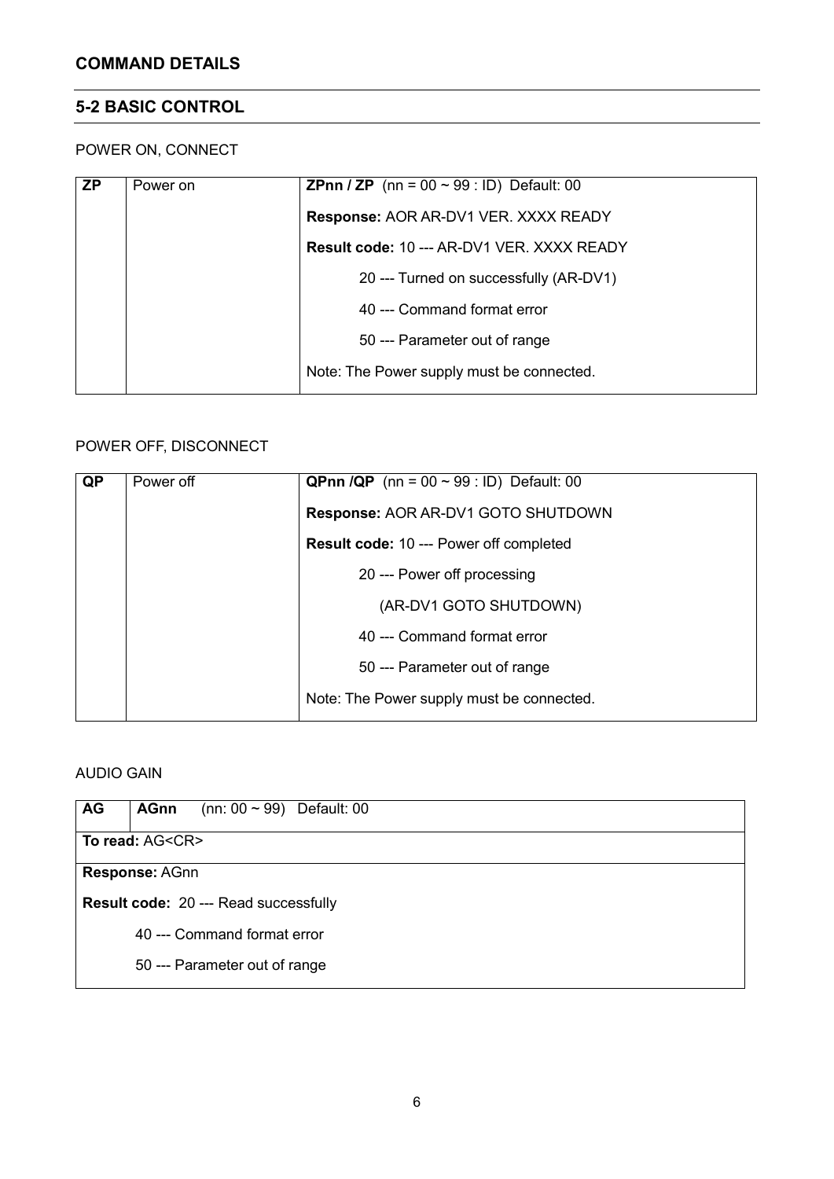## COMMAND DETAILS

## 5-2 BASIC CONTROL

POWER ON, CONNECT

| ZP | Power on | **ZPnn / ZP** (nn = 00 ~ 99 : ID) Default: 00 |
|---|---|---|
| | | **Response:** AOR AR-DV1 VER. XXXX READY |
| | | **Result code:** 10 --- AR-DV1 VER. XXXX READY |
| | | 20 --- Turned on successfully (AR-DV1) |
| | | 40 --- Command format error |
| | | 50 --- Parameter out of range |
| | | Note: The Power supply must be connected. |

POWER OFF, DISCONNECT

| QP | Power off | **QPnn /QP** (nn = 00 ~ 99 : ID) Default: 00 |
|---|---|---|
| | | **Response:** AOR AR-DV1 GOTO SHUTDOWN |
| | | **Result code:** 10 --- Power off completed |
| | | 20 --- Power off processing |
| | | (AR-DV1 GOTO SHUTDOWN) |
| | | 40 --- Command format error |
| | | 50 --- Parameter out of range |
| | | Note: The Power supply must be connected. |

AUDIO GAIN

| AG | **AGnn** (nn: 00 ~ 99) Default: 00 |
|---|---|
| **To read:** AG<CR> | |
| **Response:** AGnn | |
| **Result code:** 20 --- Read successfully | |
| 40 --- Command format error | |
| 50 --- Parameter out of range | |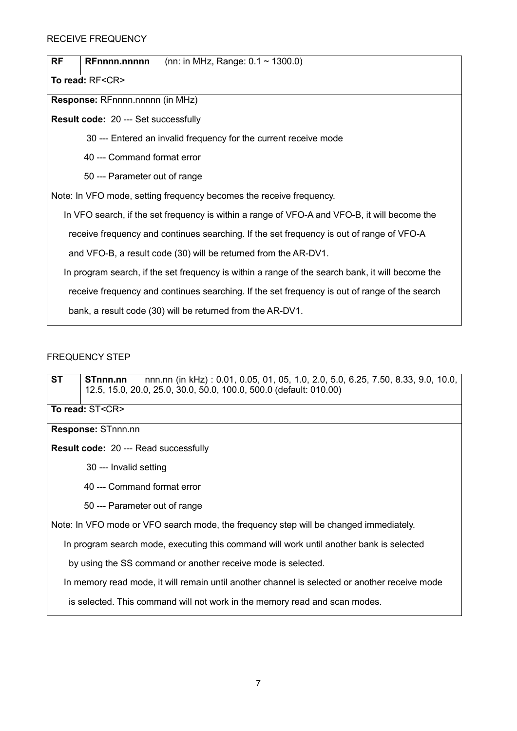RECEIVE FREQUENCY

| RF | RFnnnn.nnnnn (nn: in MHz, Range: 0.1 ~ 1300.0) |
|---|---|

**To read:** RF<CR>

**Response:** RFnnnn.nnnnn (in MHz)

**Result code:** 20 --- Set successfully

30 --- Entered an invalid frequency for the current receive mode

40 --- Command format error

50 --- Parameter out of range

Note: In VFO mode, setting frequency becomes the receive frequency.

In VFO search, if the set frequency is within a range of VFO-A and VFO-B, it will become the receive frequency and continues searching. If the set frequency is out of range of VFO-A and VFO-B, a result code (30) will be returned from the AR-DV1.

In program search, if the set frequency is within a range of the search bank, it will become the receive frequency and continues searching. If the set frequency is out of range of the search bank, a result code (30) will be returned from the AR-DV1.

FREQUENCY STEP

| ST | STnnn.nn nnn.nn (in kHz) : 0.01, 0.05, 01, 05, 1.0, 2.0, 5.0, 6.25, 7.50, 8.33, 9.0, 10.0, 12.5, 15.0, 20.0, 25.0, 30.0, 50.0, 100.0, 500.0 (default: 010.00) |
|---|---|

**To read:** ST<CR>

**Response:** STnnn.nn

**Result code:** 20 --- Read successfully

30 --- Invalid setting

40 --- Command format error

50 --- Parameter out of range

Note: In VFO mode or VFO search mode, the frequency step will be changed immediately.

In program search mode, executing this command will work until another bank is selected by using the SS command or another receive mode is selected.

In memory read mode, it will remain until another channel is selected or another receive mode is selected. This command will not work in the memory read and scan modes.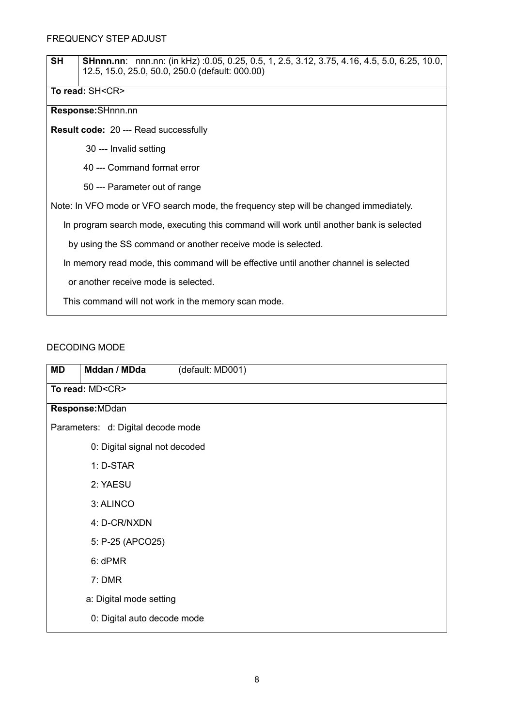FREQUENCY STEP ADJUST

| SH | **SHnnn.nn**: nnn.nn: (in kHz) :0.05, 0.25, 0.5, 1, 2.5, 3.12, 3.75, 4.16, 4.5, 5.0, 6.25, 10.0, 12.5, 15.0, 25.0, 50.0, 250.0 (default: 000.00) |
|---|---|
| **To read:** SH<CR> | |
| **Response:**SHnnn.nn | |
| **Result code:** 20 --- Read successfully<br>30 --- Invalid setting<br>40 --- Command format error<br>50 --- Parameter out of range<br>Note: In VFO mode or VFO search mode, the frequency step will be changed immediately.<br>In program search mode, executing this command will work until another bank is selected by using the SS command or another receive mode is selected.<br>In memory read mode, this command will be effective until another channel is selected or another receive mode is selected.<br>This command will not work in the memory scan mode. | |

DECODING MODE

| MD | **Mddan / MDda** (default: MD001) |
|---|---|
| **To read:** MD<CR> | |
| **Response:**MDdan | |
| Parameters: d: Digital decode mode<br>0: Digital signal not decoded<br>1: D-STAR<br>2: YAESU<br>3: ALINCO<br>4: D-CR/NXDN<br>5: P-25 (APCO25)<br>6: dPMR<br>7: DMR<br>a: Digital mode setting<br>0: Digital auto decode mode | |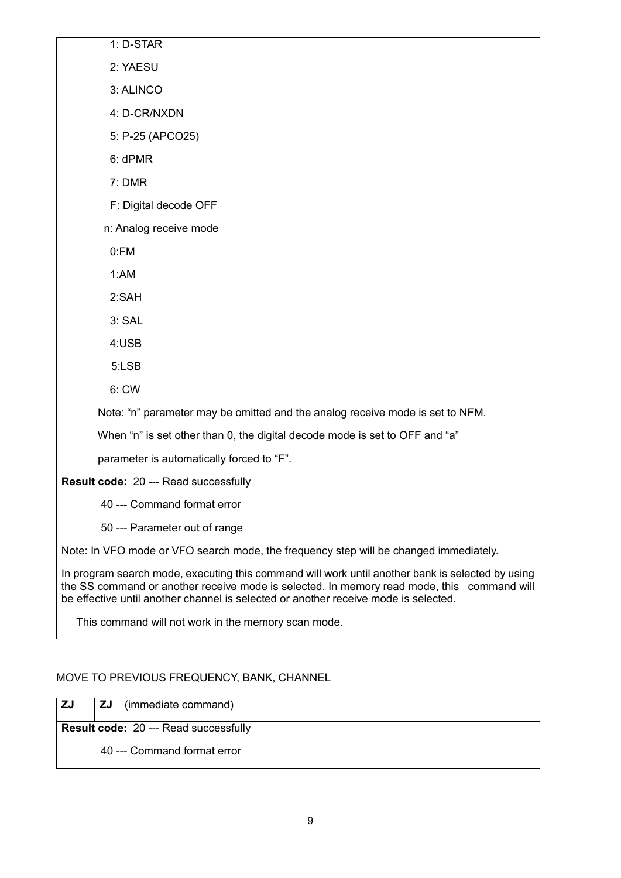1: D-STAR

2: YAESU

3: ALINCO

4: D-CR/NXDN

5: P-25 (APCO25)

6: dPMR

7: DMR

F: Digital decode OFF

n: Analog receive mode

0:FM

1:AM

2:SAH

3: SAL

4:USB

5:LSB

6: CW

Note: “n” parameter may be omitted and the analog receive mode is set to NFM.

When “n” is set other than 0, the digital decode mode is set to OFF and “a” parameter is automatically forced to “F”.

**Result code:** 20 --- Read successfully

40 --- Command format error

50 --- Parameter out of range

Note: In VFO mode or VFO search mode, the frequency step will be changed immediately.

In program search mode, executing this command will work until another bank is selected by using the SS command or another receive mode is selected. In memory read mode, this command will be effective until another channel is selected or another receive mode is selected.

This command will not work in the memory scan mode.

MOVE TO PREVIOUS FREQUENCY, BANK, CHANNEL

| ZJ | **ZJ** (immediate command) |
|---|---|
| **Result code:** 20 --- Read successfully | |
| 40 --- Command format error | |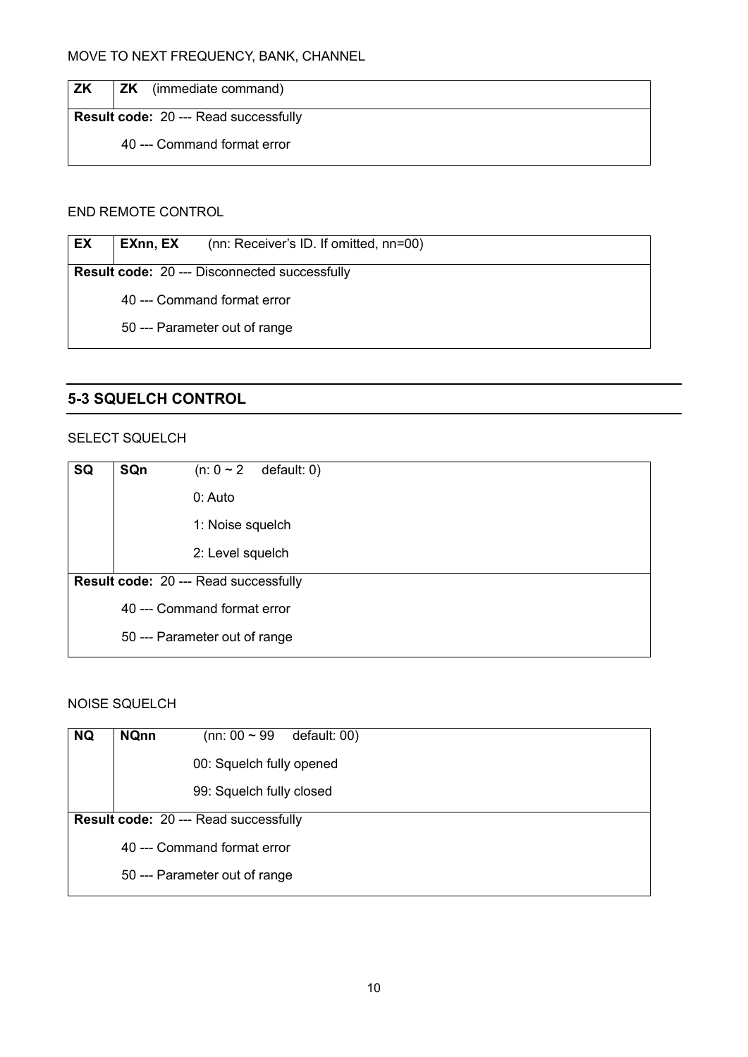MOVE TO NEXT FREQUENCY, BANK, CHANNEL

| ZK | ZK (immediate command) |
|---|---|
| **Result code:** 20 --- Read successfully | |
| 40 --- Command format error | |

END REMOTE CONTROL

| EX | EXnn, EX (nn: Receiver's ID. If omitted, nn=00) |
|---|---|
| **Result code:** 20 --- Disconnected successfully | |
| 40 --- Command format error | |
| 50 --- Parameter out of range | |

## 5-3 SQUELCH CONTROL

SELECT SQUELCH

| SQ | SQn (n: 0 ~ 2 default: 0)<br>0: Auto<br>1: Noise squelch<br>2: Level squelch |
|---|---|
| **Result code:** 20 --- Read successfully | |
| 40 --- Command format error | |
| 50 --- Parameter out of range | |

NOISE SQUELCH

| NQ | NQnn (nn: 00 ~ 99 default: 00)<br>00: Squelch fully opened<br>99: Squelch fully closed |
|---|---|
| **Result code:** 20 --- Read successfully | |
| 40 --- Command format error | |
| 50 --- Parameter out of range | |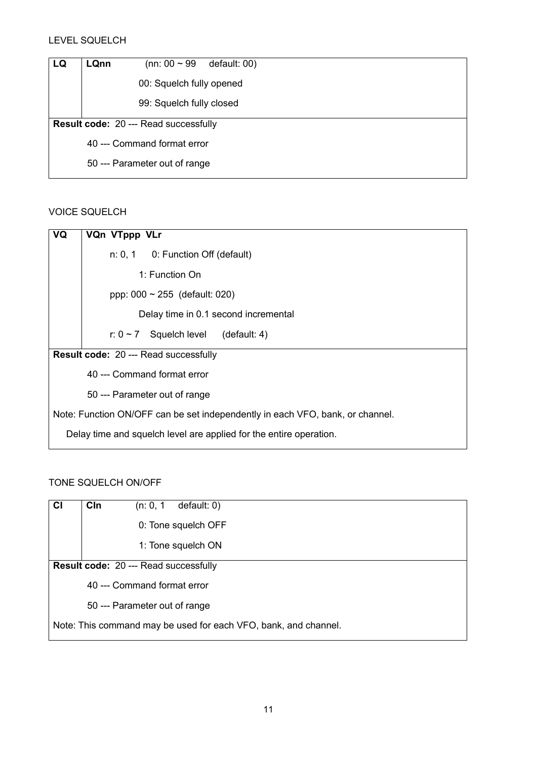LEVEL SQUELCH

| LQ | **LQnn** (nn: 00 ~ 99 default: 00) |
|---|---|
| | 00: Squelch fully opened |
| | 99: Squelch fully closed |
| **Result code:** 20 --- Read successfully | |
| 40 --- Command format error | |
| 50 --- Parameter out of range | |

VOICE SQUELCH

| VQ | **VQn VTppp VLr** |
|---|---|
| | n: 0, 1 0: Function Off (default) |
| | 1: Function On |
| | ppp: 000 ~ 255 (default: 020) |
| | Delay time in 0.1 second incremental |
| | r: 0 ~ 7 Squelch level (default: 4) |
| **Result code:** 20 --- Read successfully | |
| 40 --- Command format error | |
| 50 --- Parameter out of range | |
| Note: Function ON/OFF can be set independently in each VFO, bank, or channel. | |
| Delay time and squelch level are applied for the entire operation. | |

TONE SQUELCH ON/OFF

| CI | **CIn** (n: 0, 1 default: 0) |
|---|---|
| | 0: Tone squelch OFF |
| | 1: Tone squelch ON |
| **Result code:** 20 --- Read successfully | |
| 40 --- Command format error | |
| 50 --- Parameter out of range | |
| Note: This command may be used for each VFO, bank, and channel. | |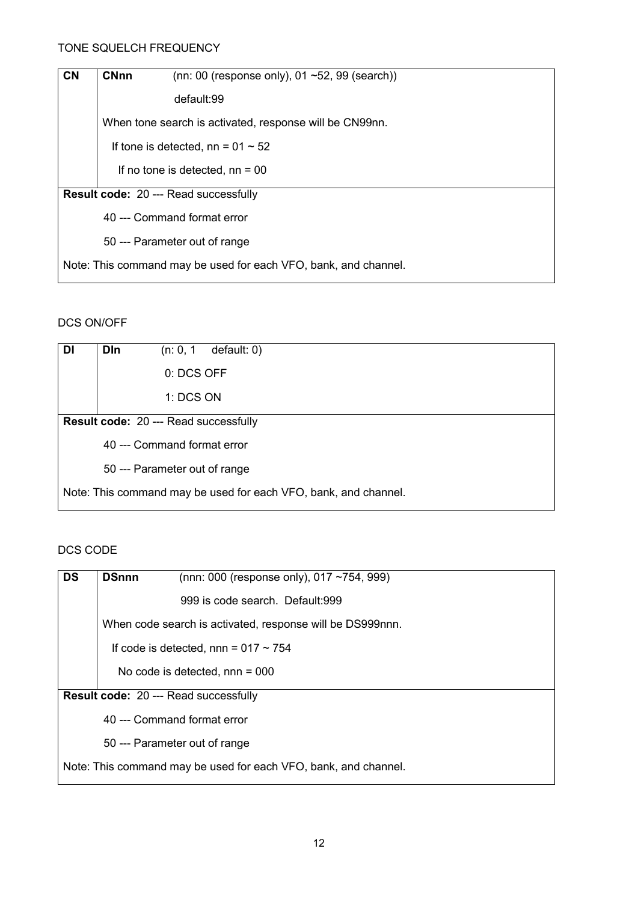TONE SQUELCH FREQUENCY

| CN | CNnn (nn: 00 (response only), 01 ~52, 99 (search))<br>default:99<br>When tone search is activated, response will be CN99nn.<br>If tone is detected, nn = 01 ~ 52<br>If no tone is detected, nn = 00 |
|---|---|
| **Result code:** 20 --- Read successfully<br>40 --- Command format error<br>50 --- Parameter out of range<br>Note: This command may be used for each VFO, bank, and channel. | |

DCS ON/OFF

| DI | DIn (n: 0, 1 default: 0)<br>0: DCS OFF<br>1: DCS ON |
|---|---|
| **Result code:** 20 --- Read successfully<br>40 --- Command format error<br>50 --- Parameter out of range<br>Note: This command may be used for each VFO, bank, and channel. | |

DCS CODE

| DS | DSnnn (nnn: 000 (response only), 017 ~754, 999)<br>999 is code search. Default:999<br>When code search is activated, response will be DS999nnn.<br>If code is detected, nnn = 017 ~ 754<br>No code is detected, nnn = 000 |
|---|---|
| **Result code:** 20 --- Read successfully<br>40 --- Command format error<br>50 --- Parameter out of range<br>Note: This command may be used for each VFO, bank, and channel. | |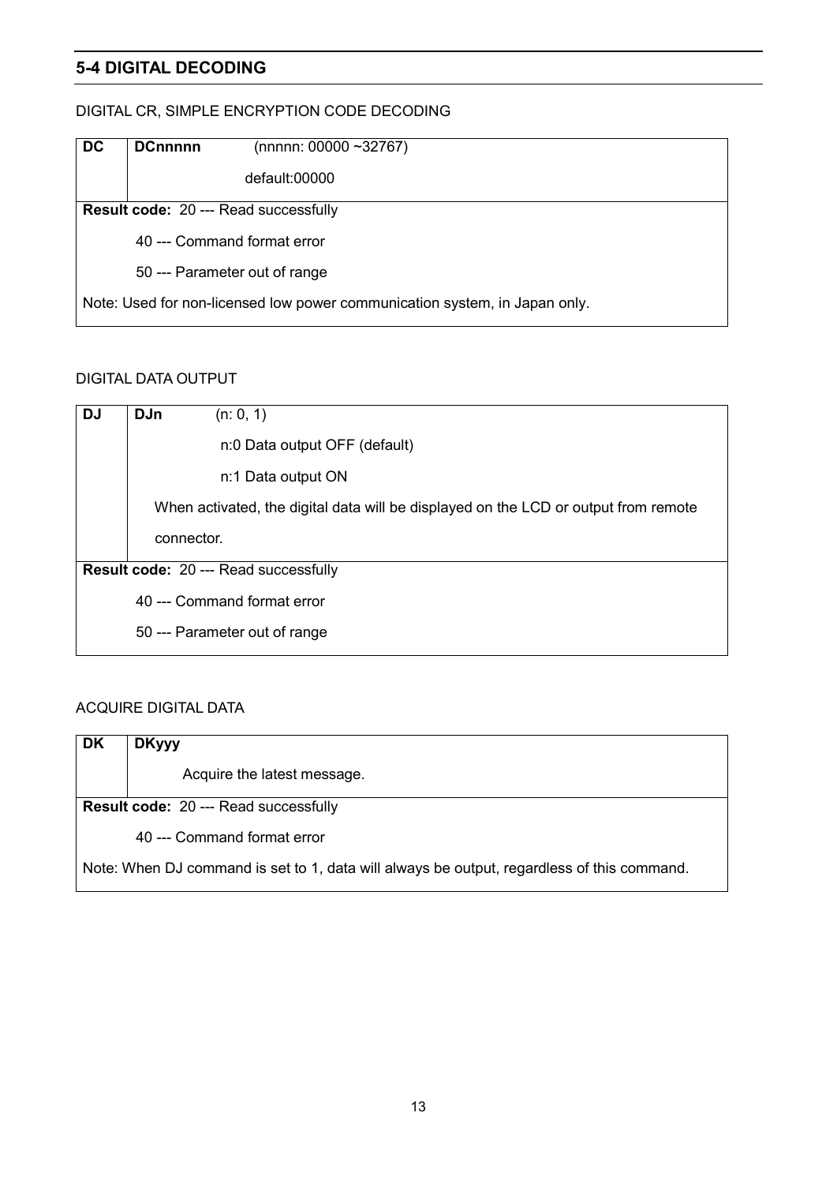## 5-4 DIGITAL DECODING

DIGITAL CR, SIMPLE ENCRYPTION CODE DECODING

| DC | DCnnnnn (nnnnn: 00000 ~32767)<br>default:00000 |
|---|---|
| **Result code:** 20 --- Read successfully<br>40 --- Command format error<br>50 --- Parameter out of range<br>Note: Used for non-licensed low power communication system, in Japan only. | |

DIGITAL DATA OUTPUT

| DJ | DJn (n: 0, 1)<br>n:0 Data output OFF (default)<br>n:1 Data output ON<br>When activated, the digital data will be displayed on the LCD or output from remote connector. |
|---|---|
| **Result code:** 20 --- Read successfully<br>40 --- Command format error<br>50 --- Parameter out of range | |

ACQUIRE DIGITAL DATA

| DK | DKyyy<br>Acquire the latest message. |
|---|---|
| **Result code:** 20 --- Read successfully<br>40 --- Command format error<br>Note: When DJ command is set to 1, data will always be output, regardless of this command. | |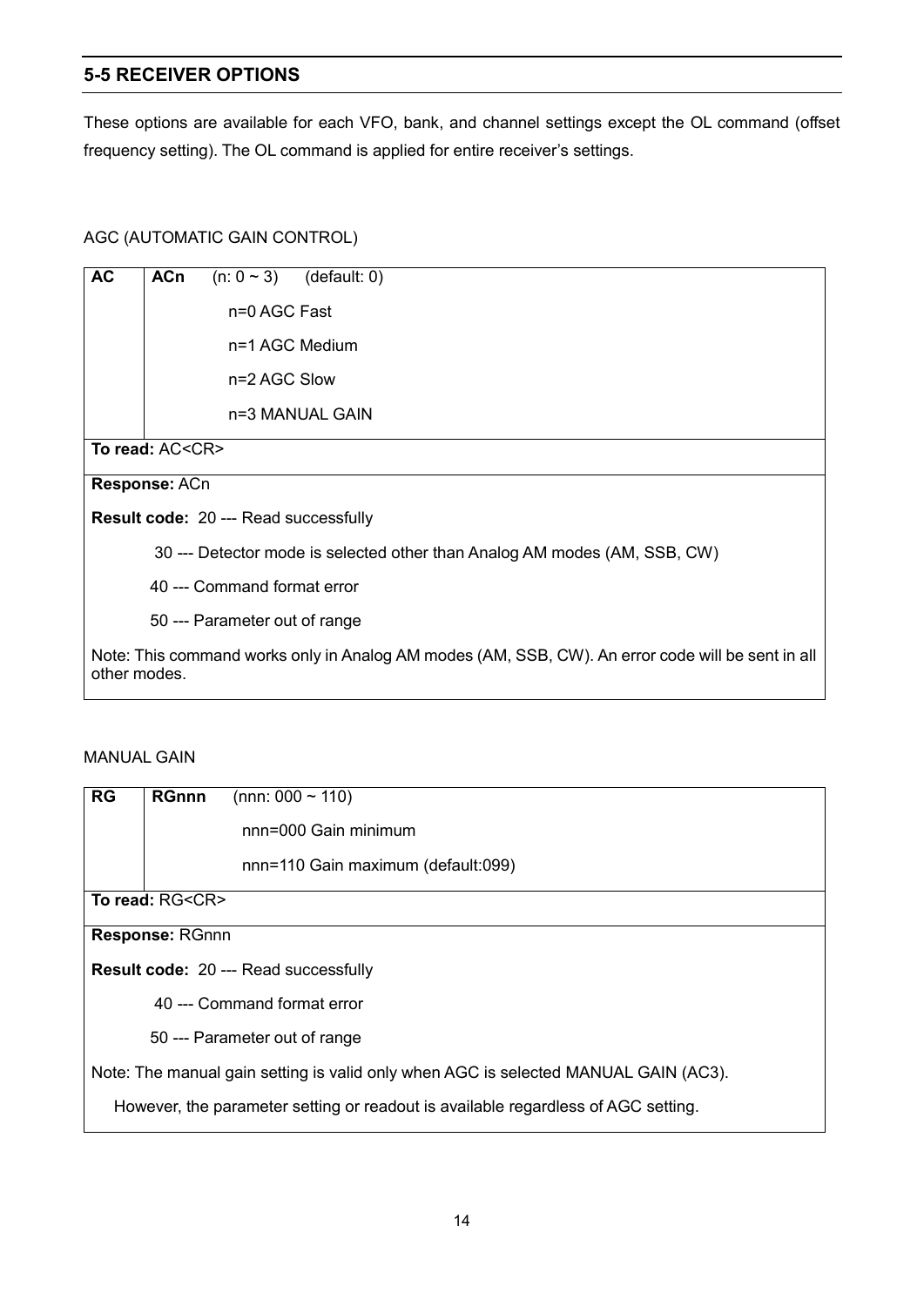## 5-5 RECEIVER OPTIONS

These options are available for each VFO, bank, and channel settings except the OL command (offset frequency setting). The OL command is applied for entire receiver's settings.

AGC (AUTOMATIC GAIN CONTROL)

| AC | **ACn** (n: 0 ~ 3) (default: 0)<br>n=0 AGC Fast<br>n=1 AGC Medium<br>n=2 AGC Slow<br>n=3 MANUAL GAIN |
|---|---|
| **To read:** AC<CR> | |
| **Response:** ACn<br>**Result code:** 20 --- Read successfully<br>30 --- Detector mode is selected other than Analog AM modes (AM, SSB, CW)<br>40 --- Command format error<br>50 --- Parameter out of range<br>Note: This command works only in Analog AM modes (AM, SSB, CW). An error code will be sent in all other modes. | |

MANUAL GAIN

| RG | **RGnnn** (nnn: 000 ~ 110)<br>nnn=000 Gain minimum<br>nnn=110 Gain maximum (default:099) |
|---|---|
| **To read:** RG<CR> | |
| **Response:** RGnnn<br>**Result code:** 20 --- Read successfully<br>40 --- Command format error<br>50 --- Parameter out of range<br>Note: The manual gain setting is valid only when AGC is selected MANUAL GAIN (AC3).<br>However, the parameter setting or readout is available regardless of AGC setting. | |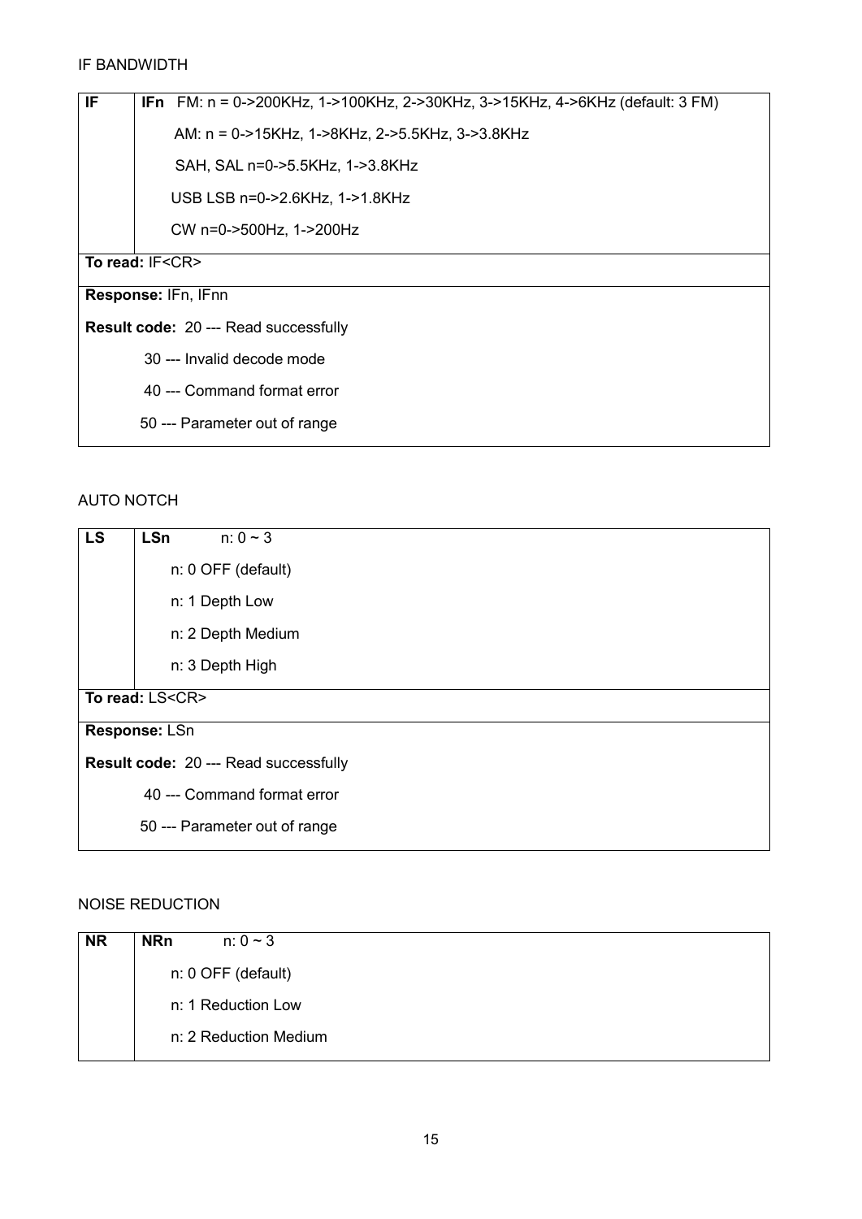IF BANDWIDTH

| IF | **IFn** FM: n = 0->200KHz, 1->100KHz, 2->30KHz, 3->15KHz, 4->6KHz (default: 3 FM)<br>AM: n = 0->15KHz, 1->8KHz, 2->5.5KHz, 3->3.8KHz<br>SAH, SAL n=0->5.5KHz, 1->3.8KHz<br>USB LSB n=0->2.6KHz, 1->1.8KHz<br>CW n=0->500Hz, 1->200Hz |
|---|---|
| **To read:** IF<CR> | |
| **Response:** IFn, IFnn | |
| **Result code:** 20 --- Read successfully<br>30 --- Invalid decode mode<br>40 --- Command format error<br>50 --- Parameter out of range | |

AUTO NOTCH

| LS | **LSn** n: 0 ~ 3<br>n: 0 OFF (default)<br>n: 1 Depth Low<br>n: 2 Depth Medium<br>n: 3 Depth High |
|---|---|
| **To read:** LS<CR> | |
| **Response:** LSn | |
| **Result code:** 20 --- Read successfully<br>40 --- Command format error<br>50 --- Parameter out of range | |

NOISE REDUCTION

| NR | **NRn** n: 0 ~ 3<br>n: 0 OFF (default)<br>n: 1 Reduction Low<br>n: 2 Reduction Medium |
|---|---|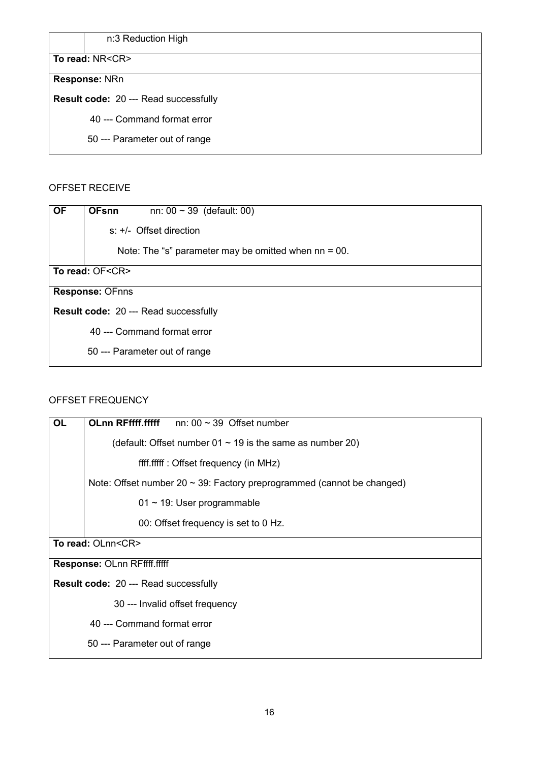| | n:3 Reduction High |
|---|---|
| **To read:** NR<CR> | |
| **Response:** NRn<br>**Result code:** 20 --- Read successfully<br>40 --- Command format error<br>50 --- Parameter out of range | |

OFFSET RECEIVE

| **OF** | **OFsnn** nn: 00 ~ 39 (default: 00)<br>s: +/- Offset direction<br>Note: The “s” parameter may be omitted when nn = 00. |
|---|---|
| **To read:** OF<CR> | |
| **Response:** OFnns<br>**Result code:** 20 --- Read successfully<br>40 --- Command format error<br>50 --- Parameter out of range | |

OFFSET FREQUENCY

| **OL** | **OLnn RFffff.fffff** nn: 00 ~ 39 Offset number<br>(default: Offset number 01 ~ 19 is the same as number 20)<br>ffff.fffff : Offset frequency (in MHz)<br>Note: Offset number 20 ~ 39: Factory preprogrammed (cannot be changed)<br>01 ~ 19: User programmable<br>00: Offset frequency is set to 0 Hz. |
|---|---|
| **To read:** OLnn<CR> | |
| **Response:** OLnn RFffff.fffff<br>**Result code:** 20 --- Read successfully<br>30 --- Invalid offset frequency<br>40 --- Command format error<br>50 --- Parameter out of range | |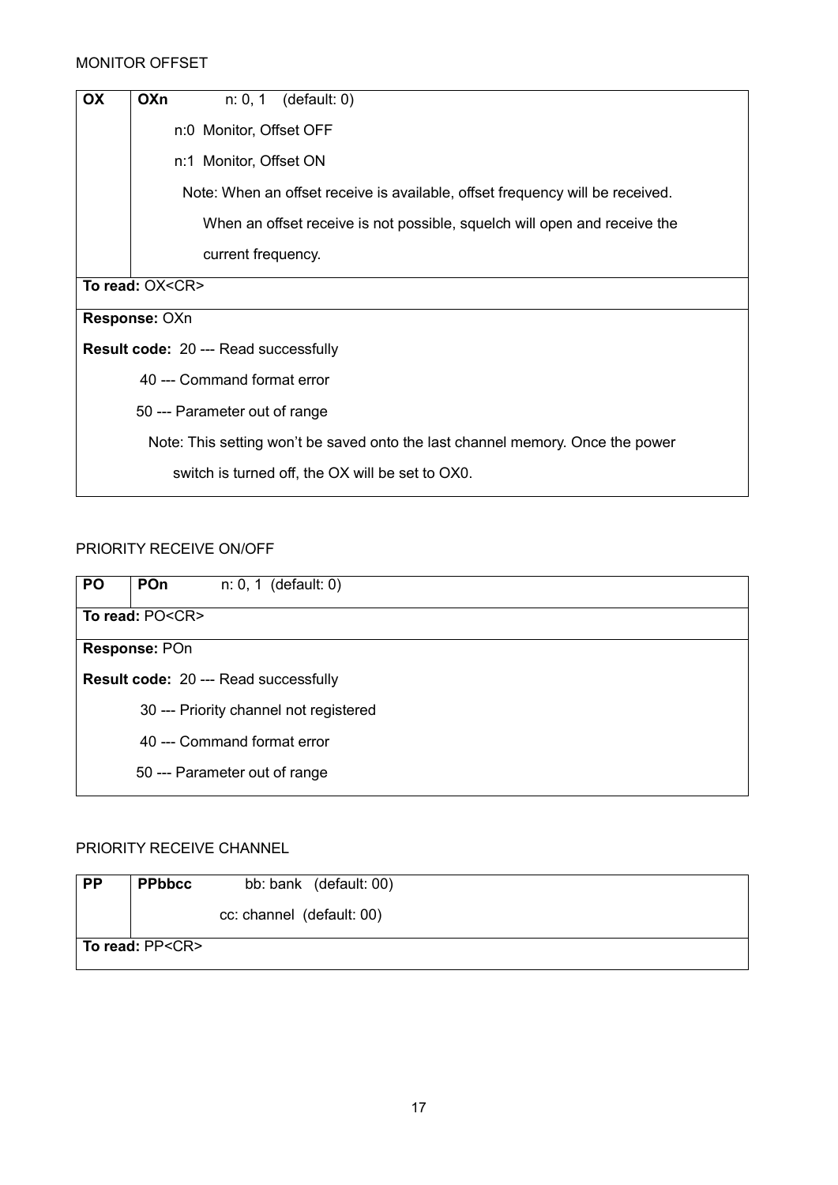MONITOR OFFSET

| OX | **OXn** n: 0, 1 (default: 0) |
|---|---|
| | n:0 Monitor, Offset OFF |
| | n:1 Monitor, Offset ON |
| | Note: When an offset receive is available, offset frequency will be received. When an offset receive is not possible, squelch will open and receive the current frequency. |
| **To read:** OX<CR> | |
| **Response:** OXn | |
| **Result code:** 20 --- Read successfully | |
| 40 --- Command format error | |
| 50 --- Parameter out of range | |
| Note: This setting won't be saved onto the last channel memory. Once the power switch is turned off, the OX will be set to OX0. | |

PRIORITY RECEIVE ON/OFF

| PO | **POn** n: 0, 1 (default: 0) |
|---|---|
| **To read:** PO<CR> | |
| **Response:** POn | |
| **Result code:** 20 --- Read successfully | |
| 30 --- Priority channel not registered | |
| 40 --- Command format error | |
| 50 --- Parameter out of range | |

PRIORITY RECEIVE CHANNEL

| PP | **PPbbcc** bb: bank (default: 00) |
|---|---|
| | cc: channel (default: 00) |
| **To read:** PP<CR> | |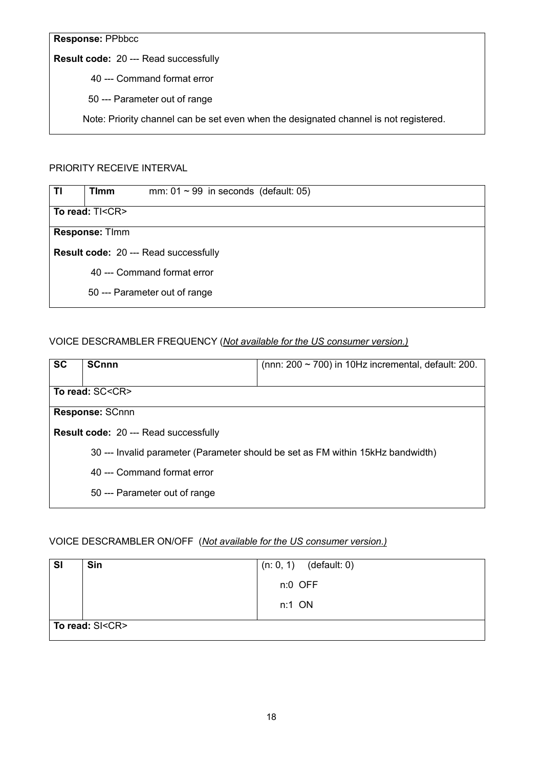| Response: PPbbcc |
|---|
| **Result code:** 20 --- Read successfully |
| 40 --- Command format error |
| 50 --- Parameter out of range |
| Note: Priority channel can be set even when the designated channel is not registered. |

PRIORITY RECEIVE INTERVAL

| TI | TImm | mm: 01 ~ 99 in seconds (default: 05) |
|---|---|---|
| **To read:** TI<CR> | | |
| **Response:** TImm | | |
| **Result code:** 20 --- Read successfully | | |
| 40 --- Command format error | | |
| 50 --- Parameter out of range | | |

VOICE DESCRAMBLER FREQUENCY (*Not available for the US consumer version.)*

| SC | SCnnn | (nnn: 200 ~ 700) in 10Hz incremental, default: 200. |
|---|---|---|
| **To read:** SC<CR> | | |
| **Response:** SCnnn | | |
| **Result code:** 20 --- Read successfully | | |
| 30 --- Invalid parameter (Parameter should be set as FM within 15kHz bandwidth) | | |
| 40 --- Command format error | | |
| 50 --- Parameter out of range | | |

VOICE DESCRAMBLER ON/OFF (*Not available for the US consumer version.)*

| SI | Sin | (n: 0, 1) (default: 0)<br>n:0 OFF<br>n:1 ON |
|---|---|---|
| **To read:** SI<CR> | | |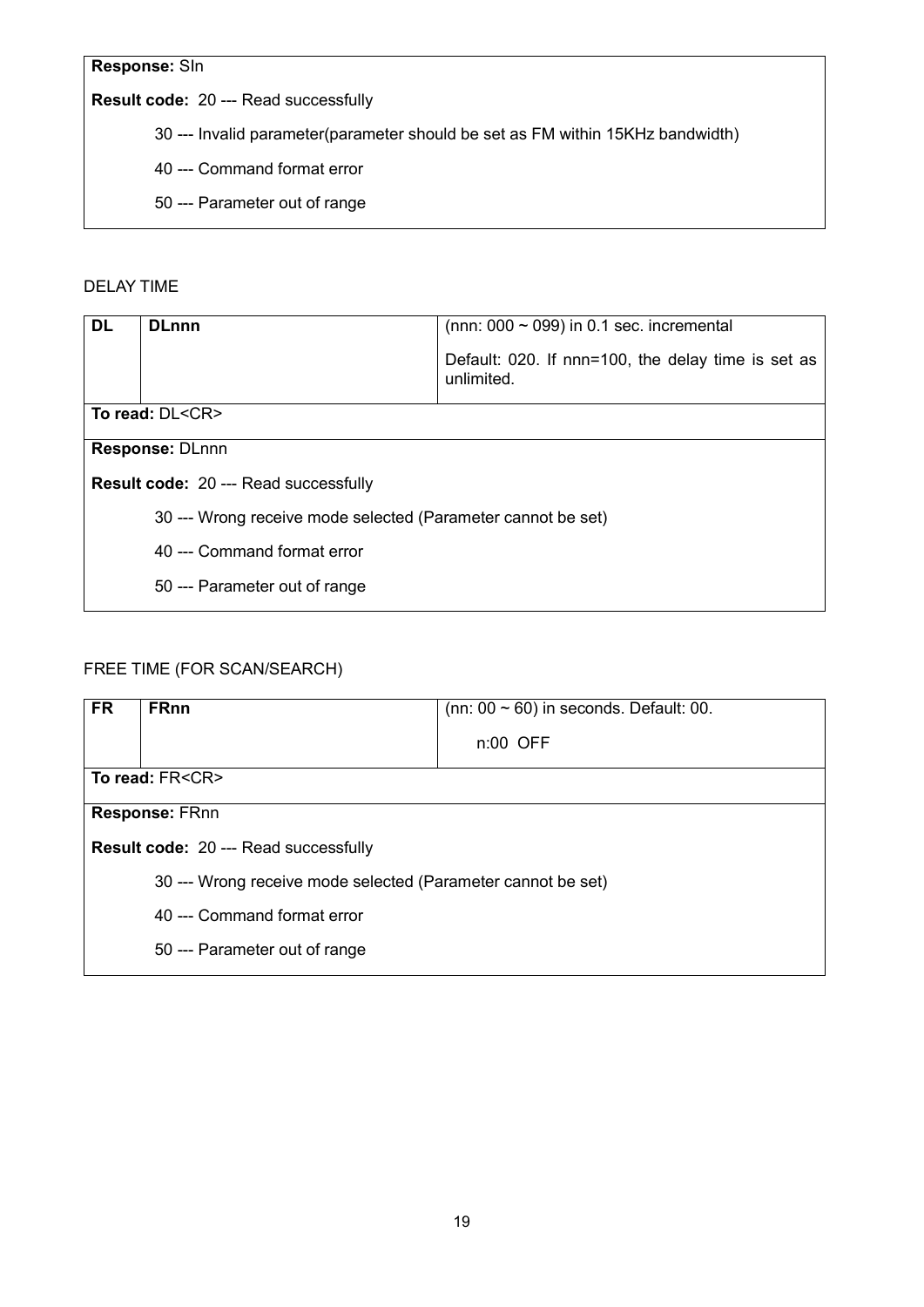| **Response:** SIn |
|---|
| **Result code:** 20 --- Read successfully |
| 30 --- Invalid parameter(parameter should be set as FM within 15KHz bandwidth) |
| 40 --- Command format error |
| 50 --- Parameter out of range |

DELAY TIME

| **DL** | **DLnnn** | (nnn: 000 ~ 099) in 0.1 sec. incremental<br><br>Default: 020. If nnn=100, the delay time is set as unlimited. |
|---|---|---|
| **To read:** DL<CR> | | |
| **Response:** DLnnn | | |
| **Result code:** 20 --- Read successfully | | |
| 30 --- Wrong receive mode selected (Parameter cannot be set) | | |
| 40 --- Command format error | | |
| 50 --- Parameter out of range | | |

FREE TIME (FOR SCAN/SEARCH)

| **FR** | **FRnn** | (nn: 00 ~ 60) in seconds. Default: 00.<br><br>n:00 OFF |
|---|---|---|
| **To read:** FR<CR> | | |
| **Response:** FRnn | | |
| **Result code:** 20 --- Read successfully | | |
| 30 --- Wrong receive mode selected (Parameter cannot be set) | | |
| 40 --- Command format error | | |
| 50 --- Parameter out of range | | |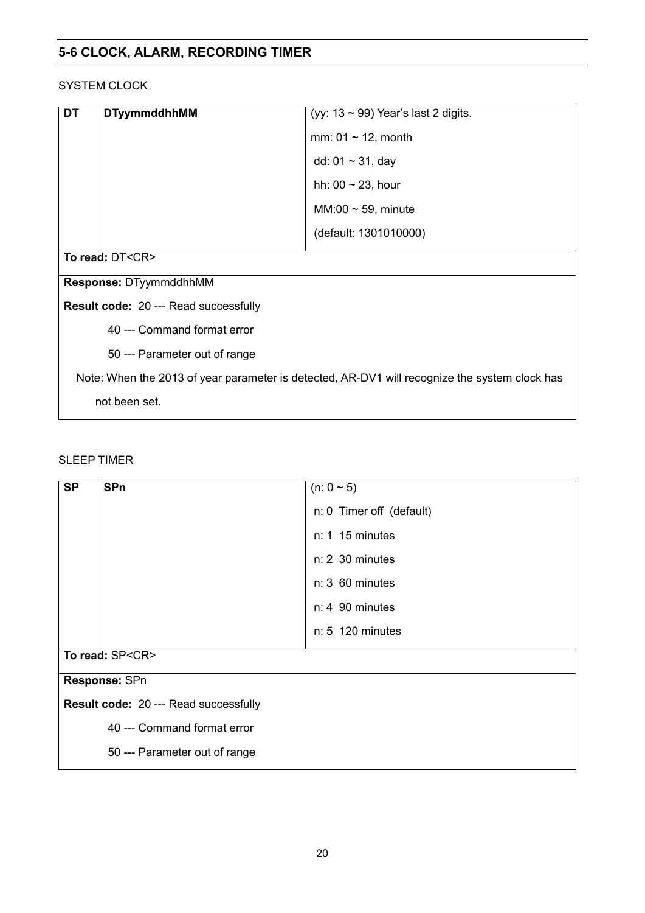## 5-6 CLOCK, ALARM, RECORDING TIMER

SYSTEM CLOCK

| DT | DTyymmddhhMM | (yy: 13 ~ 99) Year's last 2 digits.<br>mm: 01 ~ 12, month<br>dd: 01 ~ 31, day<br>hh: 00 ~ 23, hour<br>MM:00 ~ 59, minute<br>(default: 1301010000) |
|---|---|---|

**To read:** DT<CR>

**Response:** DTyymmddhhMM

**Result code:** 20 --- Read successfully

40 --- Command format error

50 --- Parameter out of range

Note: When the 2013 of year parameter is detected, AR-DV1 will recognize the system clock has not been set.

SLEEP TIMER

| SP | SPn | (n: 0 ~ 5)<br>n: 0 Timer off (default)<br>n: 1 15 minutes<br>n: 2 30 minutes<br>n: 3 60 minutes<br>n: 4 90 minutes<br>n: 5 120 minutes |
|---|---|---|

**To read:** SP<CR>

**Response:** SPn

**Result code:** 20 --- Read successfully

40 --- Command format error

50 --- Parameter out of range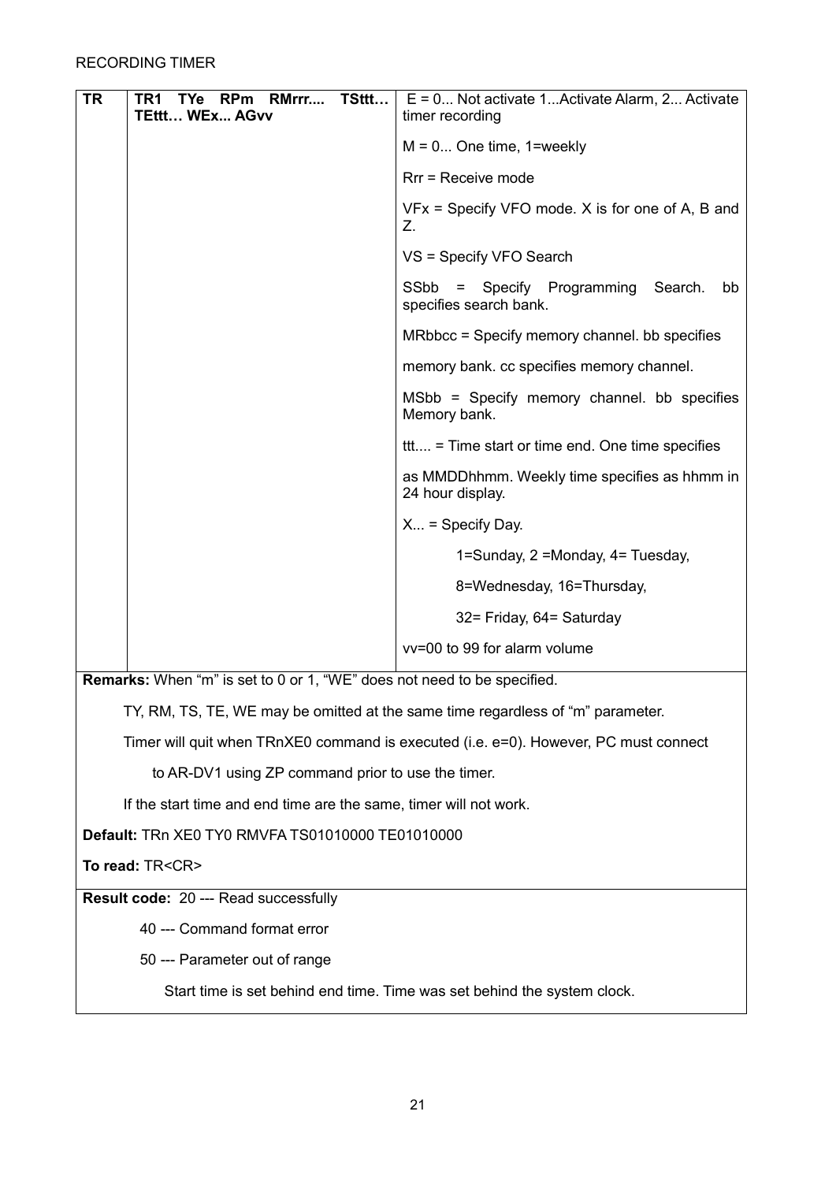RECORDING TIMER

| TR | TR1 TYe RPm RMrrr.... TSttt… TEttt… WEx... AGvv | E = 0... Not activate 1...Activate Alarm, 2... Activate timer recording |
|---|---|---|
| | | M = 0... One time, 1=weekly |
| | | Rrr = Receive mode |
| | | VFx = Specify VFO mode. X is for one of A, B and Z. |
| | | VS = Specify VFO Search |
| | | SSbb = Specify Programming Search. bb specifies search bank. |
| | | MRbbcc = Specify memory channel. bb specifies |
| | | memory bank. cc specifies memory channel. |
| | | MSbb = Specify memory channel. bb specifies Memory bank. |
| | | ttt.... = Time start or time end. One time specifies |
| | | as MMDDhhmm. Weekly time specifies as hhmm in 24 hour display. |
| | | X... = Specify Day. |
| | | 1=Sunday, 2 =Monday, 4= Tuesday, |
| | | 8=Wednesday, 16=Thursday, |
| | | 32= Friday, 64= Saturday |
| | | vv=00 to 99 for alarm volume |

**Remarks:** When "m" is set to 0 or 1, "WE" does not need to be specified.

TY, RM, TS, TE, WE may be omitted at the same time regardless of "m" parameter.

Timer will quit when TRnXE0 command is executed (i.e. e=0). However, PC must connect to AR-DV1 using ZP command prior to use the timer.

If the start time and end time are the same, timer will not work.

**Default:** TRn XE0 TY0 RMVFA TS01010000 TE01010000

**To read:** TR<CR>

**Result code:** 20 --- Read successfully

40 --- Command format error

50 --- Parameter out of range

Start time is set behind end time. Time was set behind the system clock.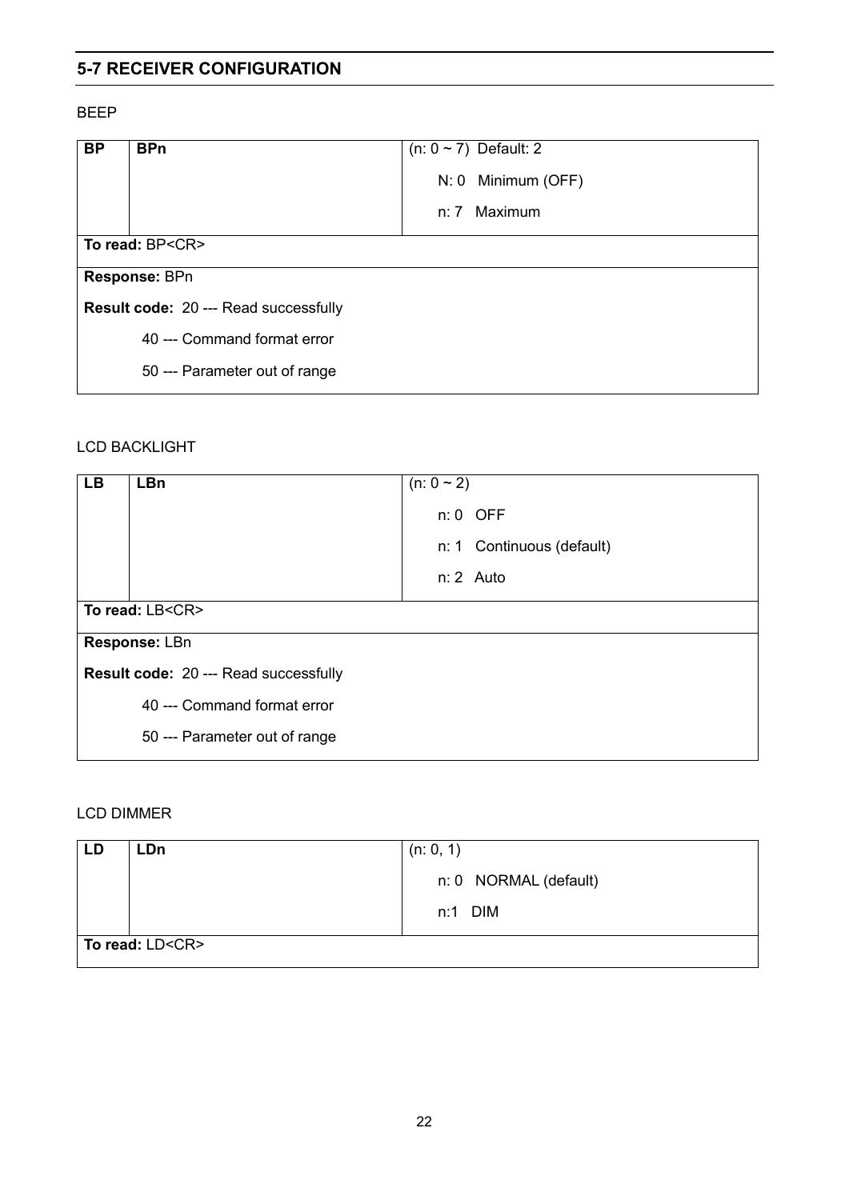## 5-7 RECEIVER CONFIGURATION

BEEP

| BP | BPn | (n: 0 ~ 7) Default: 2<br>N: 0 Minimum (OFF)<br>n: 7 Maximum |
|---|---|---|
| **To read:** BP<CR> | | |
| **Response:** BPn<br>**Result code:** 20 --- Read successfully<br>40 --- Command format error<br>50 --- Parameter out of range | | |

LCD BACKLIGHT

| LB | LBn | (n: 0 ~ 2)<br>n: 0 OFF<br>n: 1 Continuous (default)<br>n: 2 Auto |
|---|---|---|
| **To read:** LB<CR> | | |
| **Response:** LBn<br>**Result code:** 20 --- Read successfully<br>40 --- Command format error<br>50 --- Parameter out of range | | |

LCD DIMMER

| LD | LDn | (n: 0, 1)<br>n: 0 NORMAL (default)<br>n:1 DIM |
|---|---|---|
| **To read:** LD<CR> | | |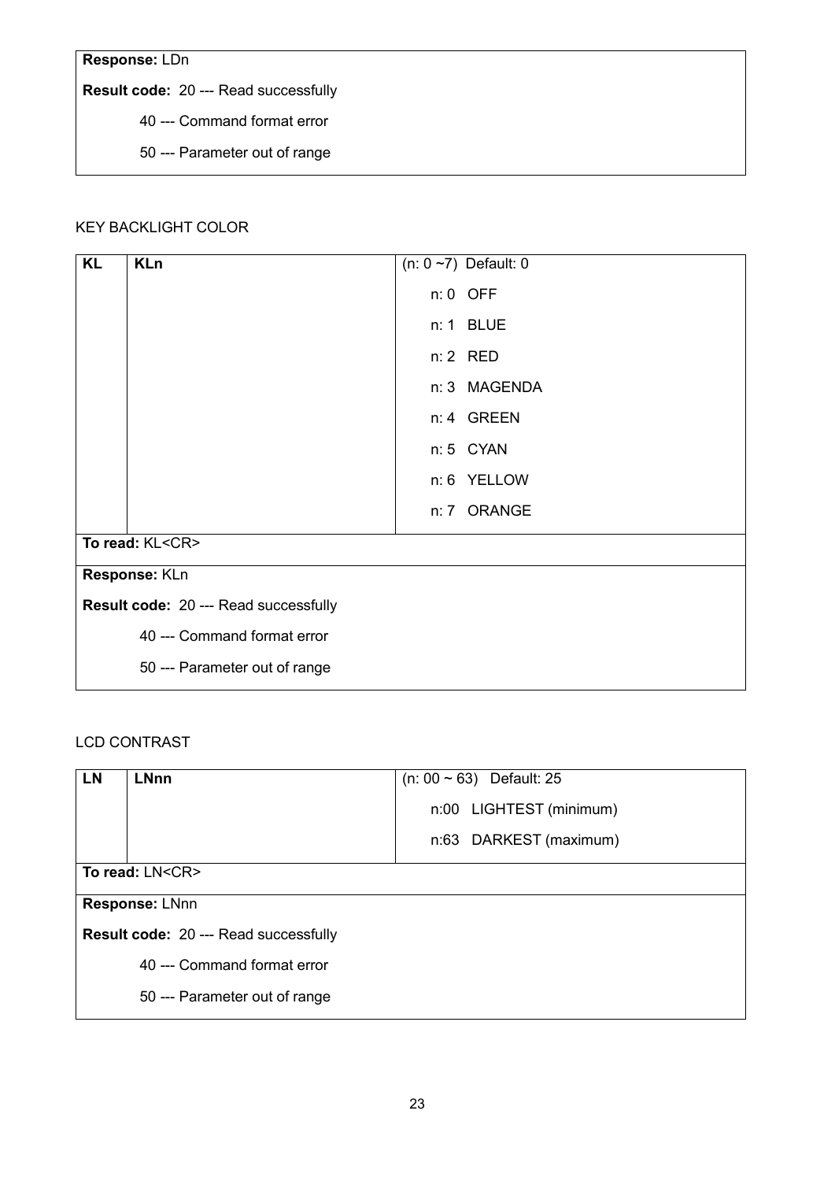| Response: LDn |
|---|
| **Result code:** 20 --- Read successfully |
| 40 --- Command format error |
| 50 --- Parameter out of range |

KEY BACKLIGHT COLOR

| KL | KLn | (n: 0 ~7) Default: 0 |
|---|---|---|
| | | n: 0 OFF |
| | | n: 1 BLUE |
| | | n: 2 RED |
| | | n: 3 MAGENDA |
| | | n: 4 GREEN |
| | | n: 5 CYAN |
| | | n: 6 YELLOW |
| | | n: 7 ORANGE |
| **To read:** KL<CR> | | |
| **Response:** KLn | | |
| **Result code:** 20 --- Read successfully | | |
| 40 --- Command format error | | |
| 50 --- Parameter out of range | | |

LCD CONTRAST

| LN | LNnn | (n: 00 ~ 63) Default: 25 |
|---|---|---|
| | | n:00 LIGHTEST (minimum) |
| | | n:63 DARKEST (maximum) |
| **To read:** LN<CR> | | |
| **Response:** LNnn | | |
| **Result code:** 20 --- Read successfully | | |
| 40 --- Command format error | | |
| 50 --- Parameter out of range | | |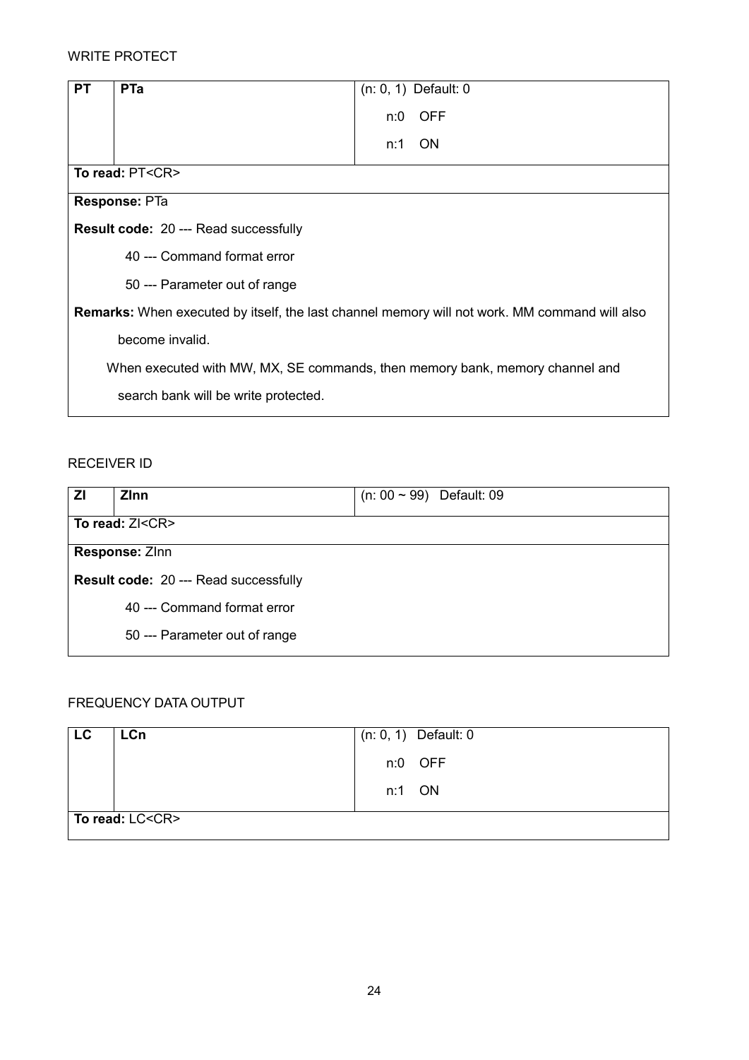WRITE PROTECT

| PT | PTa | (n: 0, 1) Default: 0<br>n:0 OFF<br>n:1 ON |
|---|---|---|
| **To read:** PT<CR> | | |
| **Response:** PTa | | |
| **Result code:** 20 --- Read successfully<br>40 --- Command format error<br>50 --- Parameter out of range | | |
| **Remarks:** When executed by itself, the last channel memory will not work. MM command will also become invalid.<br>When executed with MW, MX, SE commands, then memory bank, memory channel and search bank will be write protected. | | |

RECEIVER ID

| ZI | ZInn | (n: 00 ~ 99) Default: 09 |
|---|---|---|
| **To read:** ZI<CR> | | |
| **Response:** ZInn | | |
| **Result code:** 20 --- Read successfully<br>40 --- Command format error<br>50 --- Parameter out of range | | |

FREQUENCY DATA OUTPUT

| LC | LCn | (n: 0, 1) Default: 0<br>n:0 OFF<br>n:1 ON |
|---|---|---|
| **To read:** LC<CR> | | |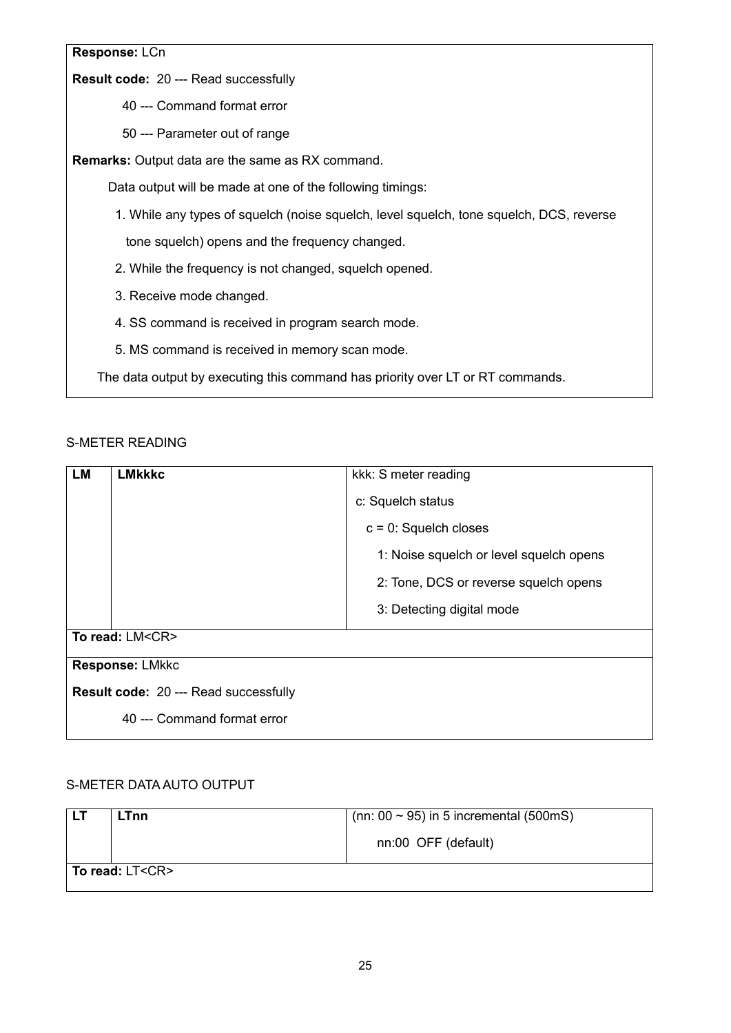**Response:** LCn

**Result code:** 20 --- Read successfully

40 --- Command format error

50 --- Parameter out of range

**Remarks:** Output data are the same as RX command.

Data output will be made at one of the following timings:

1. While any types of squelch (noise squelch, level squelch, tone squelch, DCS, reverse tone squelch) opens and the frequency changed.
2. While the frequency is not changed, squelch opened.
3. Receive mode changed.
4. SS command is received in program search mode.
5. MS command is received in memory scan mode.

The data output by executing this command has priority over LT or RT commands.

S-METER READING

| LM | LMkkkc | kkk: S meter reading<br>c: Squelch status<br>c = 0: Squelch closes<br>1: Noise squelch or level squelch opens<br>2: Tone, DCS or reverse squelch opens<br>3: Detecting digital mode |
|---|---|---|

**To read:** LM<CR>

**Response:** LMkkc

**Result code:** 20 --- Read successfully

40 --- Command format error

S-METER DATA AUTO OUTPUT

| LT | LTnn | (nn: 00 ~ 95) in 5 incremental (500mS)<br>nn:00 OFF (default) |
|---|---|---|

**To read:** LT<CR>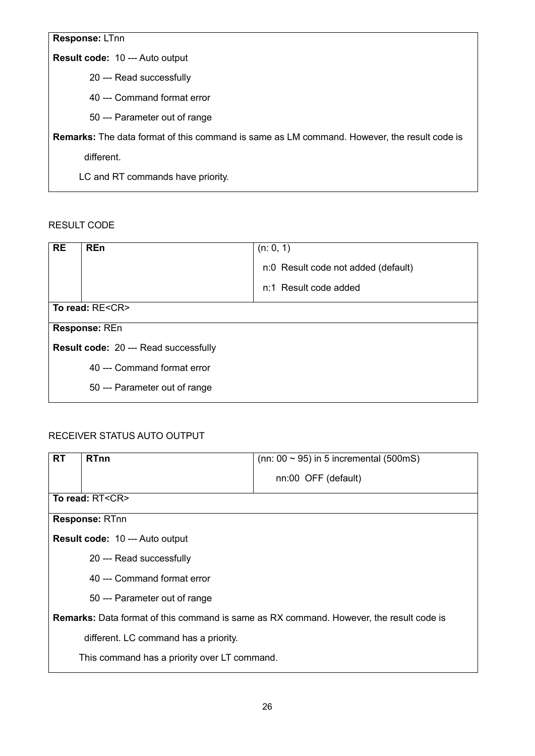**Response:** LTnn

**Result code:** 10 --- Auto output

20 --- Read successfully

40 --- Command format error

50 --- Parameter out of range

**Remarks:** The data format of this command is same as LM command. However, the result code is different.

LC and RT commands have priority.

RESULT CODE

| RE | REn | (n: 0, 1)<br>n:0 Result code not added (default)<br>n:1 Result code added |
|---|---|---|

**To read:** RE<CR>

**Response:** REn

**Result code:** 20 --- Read successfully

40 --- Command format error

50 --- Parameter out of range

RECEIVER STATUS AUTO OUTPUT

| RT | RTnn | (nn: 00 ~ 95) in 5 incremental (500mS)<br>nn:00 OFF (default) |
|---|---|---|

**To read:** RT<CR>

**Response:** RTnn

**Result code:** 10 --- Auto output

20 --- Read successfully

40 --- Command format error

50 --- Parameter out of range

**Remarks:** Data format of this command is same as RX command. However, the result code is different. LC command has a priority.

This command has a priority over LT command.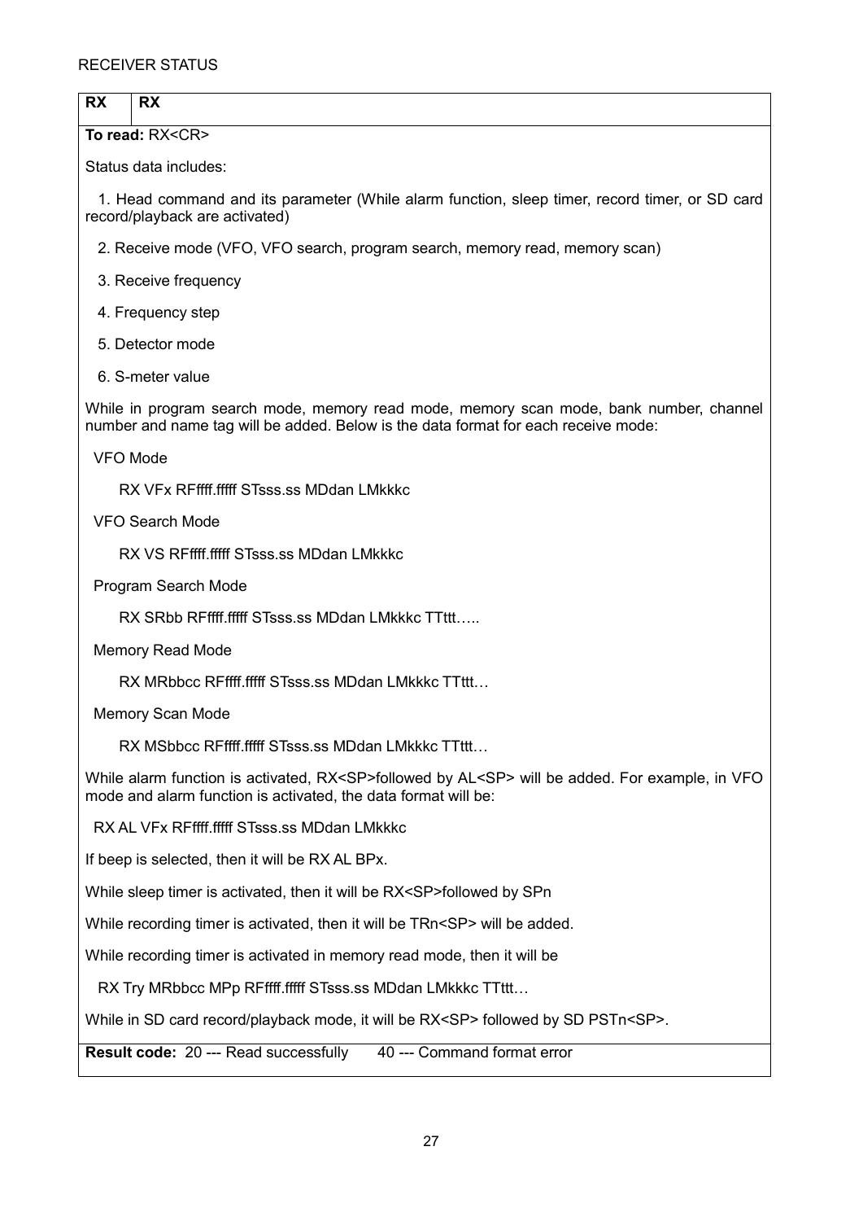RECEIVER STATUS

| RX | RX |
|---|---|

**To read:** RX<CR>

Status data includes:

1. Head command and its parameter (While alarm function, sleep timer, record timer, or SD card record/playback are activated)
2. Receive mode (VFO, VFO search, program search, memory read, memory scan)
3. Receive frequency
4. Frequency step
5. Detector mode
6. S-meter value

While in program search mode, memory read mode, memory scan mode, bank number, channel number and name tag will be added. Below is the data format for each receive mode:

VFO Mode

RX VFx RFffff.fffff STsss.ss MDdan LMkkkc

VFO Search Mode

RX VS RFffff.fffff STsss.ss MDdan LMkkkc

Program Search Mode

RX SRbb RFffff.fffff STsss.ss MDdan LMkkkc TTttt…..

Memory Read Mode

RX MRbbcc RFffff.fffff STsss.ss MDdan LMkkkc TTttt…

Memory Scan Mode

RX MSbbcc RFffff.fffff STsss.ss MDdan LMkkkc TTttt…

While alarm function is activated, RX<SP>followed by AL<SP> will be added. For example, in VFO mode and alarm function is activated, the data format will be:

RX AL VFx RFffff.fffff STsss.ss MDdan LMkkkc

If beep is selected, then it will be RX AL BPx.

While sleep timer is activated, then it will be RX<SP>followed by SPn

While recording timer is activated, then it will be TRn<SP> will be added.

While recording timer is activated in memory read mode, then it will be

RX Try MRbbcc MPp RFffff.fffff STsss.ss MDdan LMkkkc TTttt…

While in SD card record/playback mode, it will be RX<SP> followed by SD PSTn<SP>.

**Result code:** 20 --- Read successfully    40 --- Command format error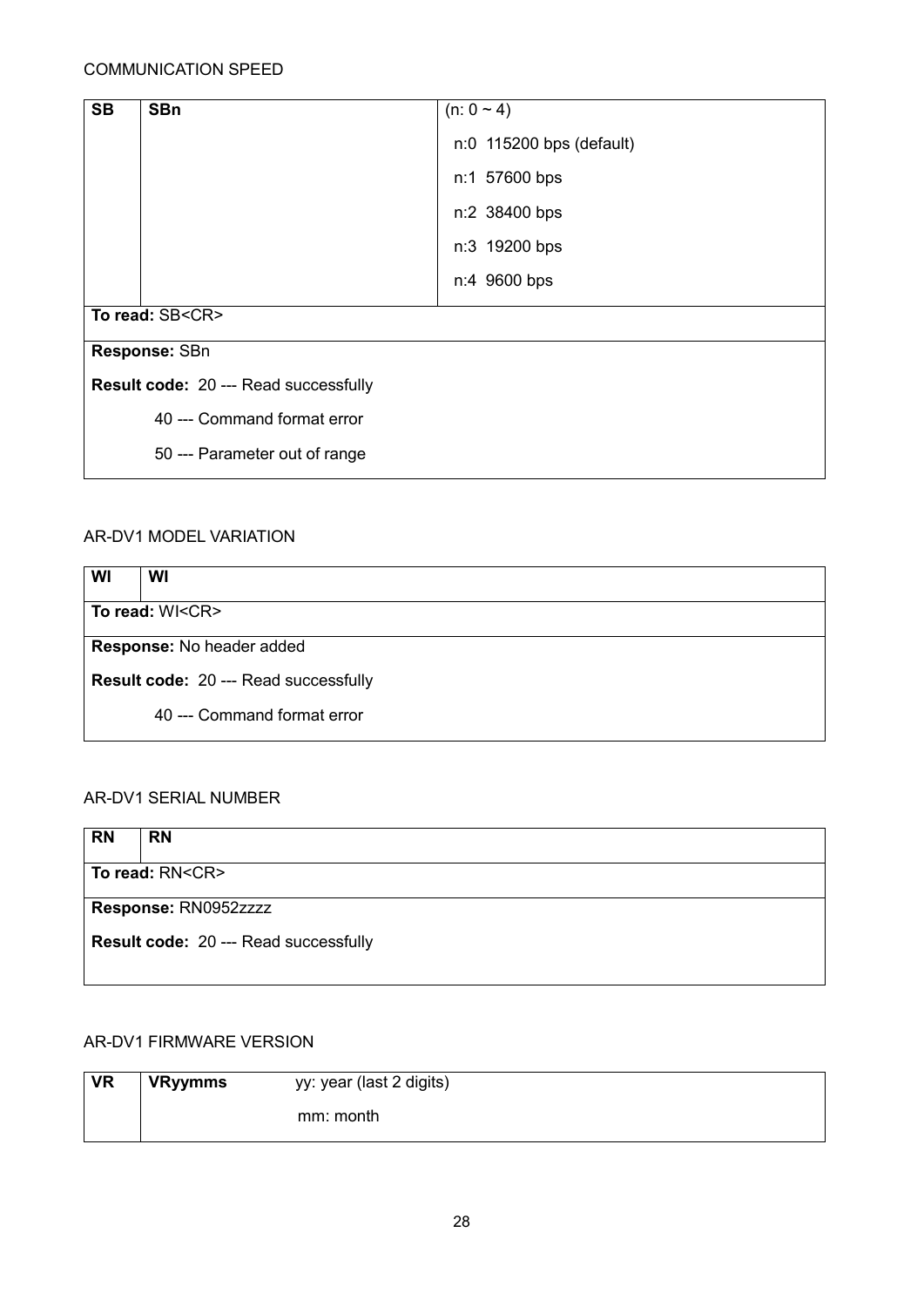COMMUNICATION SPEED

| SB | SBn | (n: 0 ~ 4) |
|---|---|---|
| | | n:0 115200 bps (default) |
| | | n:1 57600 bps |
| | | n:2 38400 bps |
| | | n:3 19200 bps |
| | | n:4 9600 bps |
| **To read:** SB<CR> | | |
| **Response:** SBn | | |
| **Result code:** 20 --- Read successfully | | |
| 40 --- Command format error | | |
| 50 --- Parameter out of range | | |

AR-DV1 MODEL VARIATION

| WI | WI |
|---|---|
| **To read:** WI<CR> | |
| **Response:** No header added | |
| **Result code:** 20 --- Read successfully | |
| 40 --- Command format error | |

AR-DV1 SERIAL NUMBER

| RN | RN |
|---|---|
| **To read:** RN<CR> | |
| **Response:** RN0952zzzz | |
| **Result code:** 20 --- Read successfully | |

AR-DV1 FIRMWARE VERSION

| VR | VRyymms | yy: year (last 2 digits) |
|---|---|---|
| | | mm: month |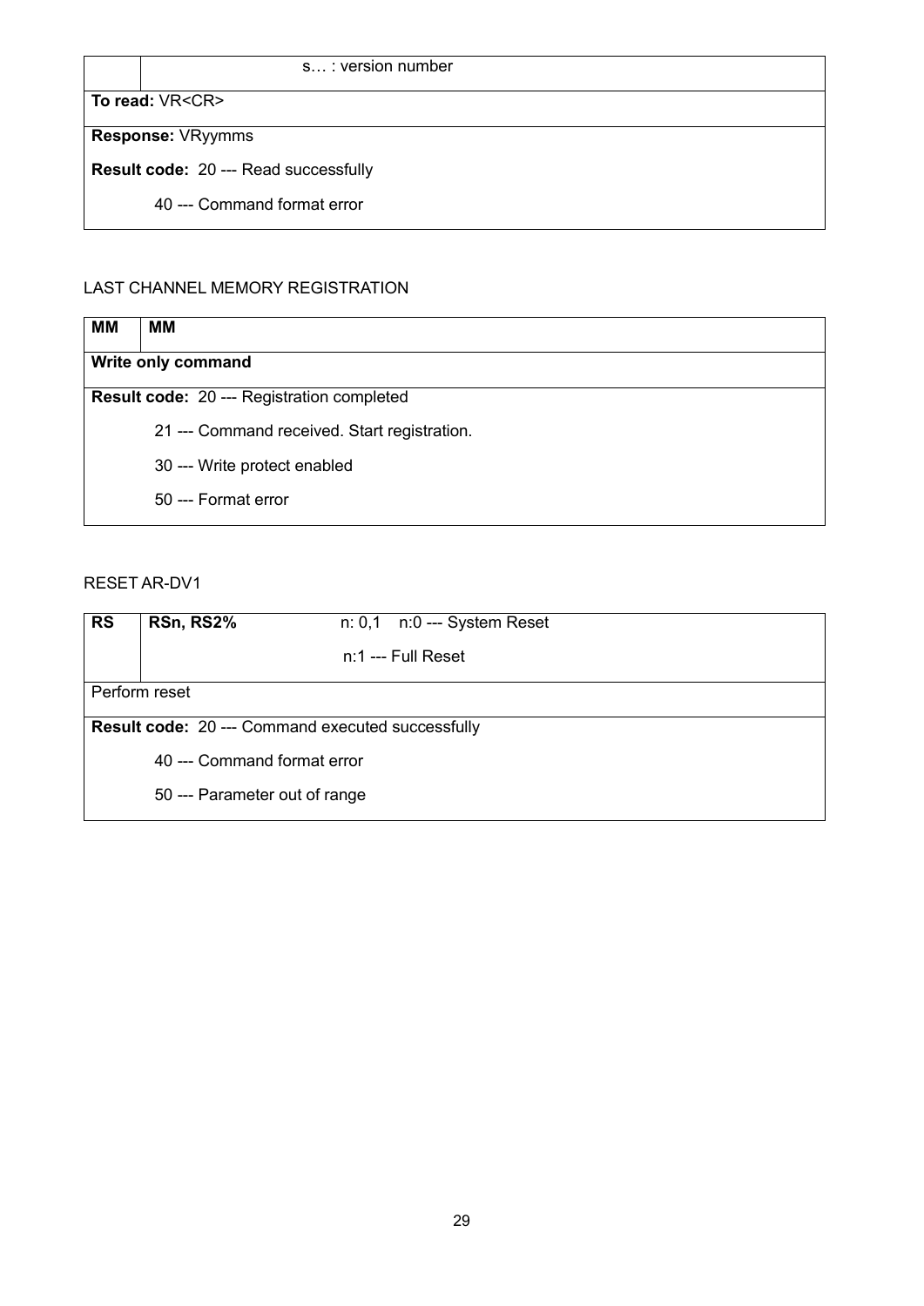|  | s… : version number |
|---|---|
| **To read:** VR<CR> | |
| **Response:** VRyymms | |
| **Result code:** 20 --- Read successfully | |
| 40 --- Command format error | |

LAST CHANNEL MEMORY REGISTRATION

| **MM** | **MM** |
|---|---|
| **Write only command** | |
| **Result code:** 20 --- Registration completed | |
| 21 --- Command received. Start registration. | |
| 30 --- Write protect enabled | |
| 50 --- Format error | |

RESET AR-DV1

| **RS** | **RSn, RS2%** n: 0,1 n:0 --- System Reset |
|---|---|
|  | n:1 --- Full Reset |
| Perform reset | |
| **Result code:** 20 --- Command executed successfully | |
| 40 --- Command format error | |
| 50 --- Parameter out of range | |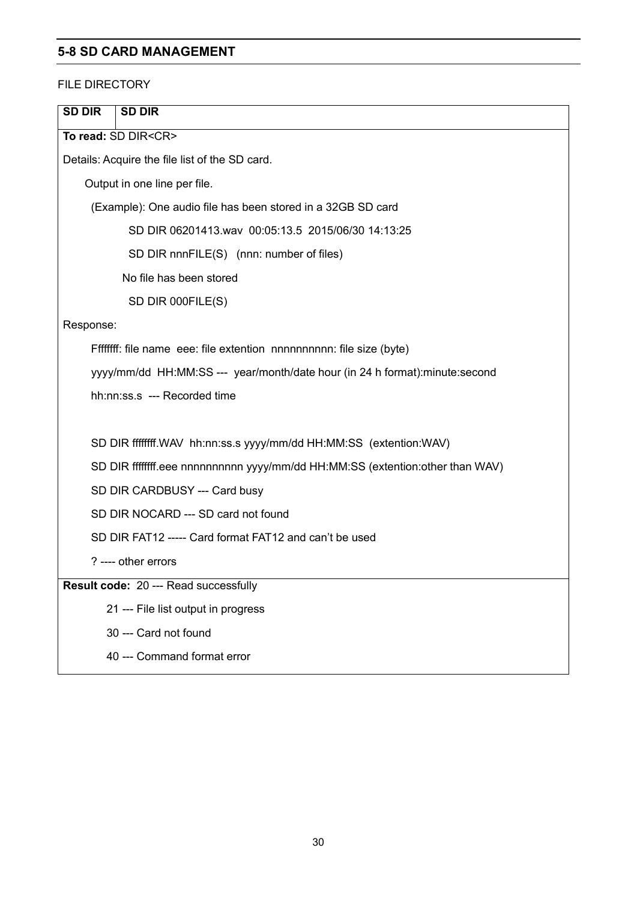## 5-8 SD CARD MANAGEMENT

FILE DIRECTORY

| SD DIR | SD DIR |
|---|---|

**To read:** SD DIR<CR>

Details: Acquire the file list of the SD card.

Output in one line per file.

(Example): One audio file has been stored in a 32GB SD card

SD DIR 06201413.wav 00:05:13.5 2015/06/30 14:13:25

SD DIR nnnFILE(S) (nnn: number of files)

No file has been stored

SD DIR 000FILE(S)

Response:

Ffffffff: file name eee: file extention nnnnnnnnnn: file size (byte)

yyyy/mm/dd HH:MM:SS --- year/month/date hour (in 24 h format):minute:second

hh:nn:ss.s --- Recorded time

SD DIR ffffffff.WAV hh:nn:ss.s yyyy/mm/dd HH:MM:SS (extention:WAV)

SD DIR ffffffff.eee nnnnnnnnnn yyyy/mm/dd HH:MM:SS (extention:other than WAV)

SD DIR CARDBUSY --- Card busy

SD DIR NOCARD --- SD card not found

SD DIR FAT12 ----- Card format FAT12 and can't be used

? ---- other errors

**Result code:** 20 --- Read successfully

21 --- File list output in progress

30 --- Card not found

40 --- Command format error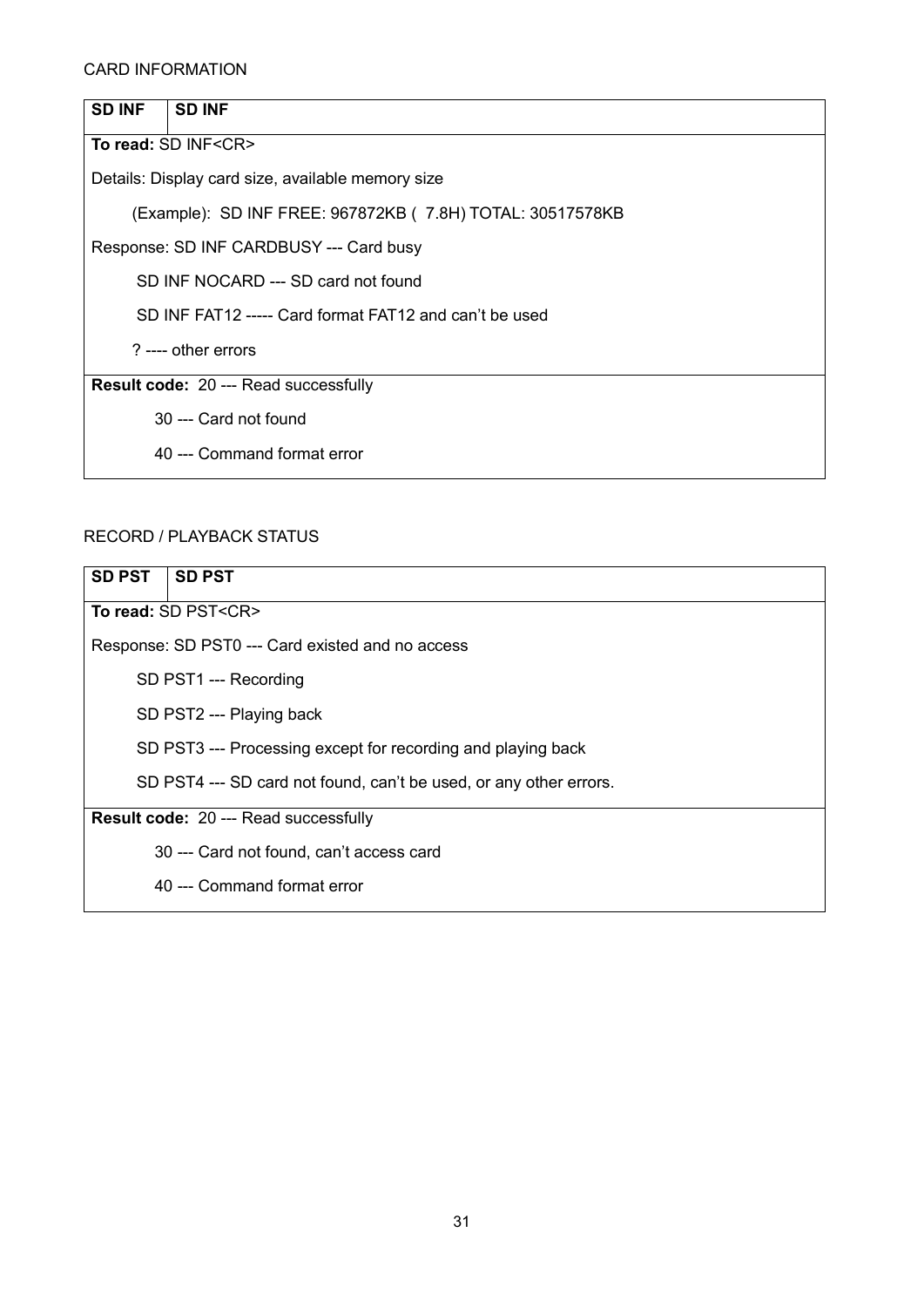CARD INFORMATION

| SD INF | SD INF |
|---|---|
| **To read:** SD INF<CR> | |
| Details: Display card size, available memory size | |
| (Example): SD INF FREE: 967872KB ( 7.8H) TOTAL: 30517578KB | |
| Response: SD INF CARDBUSY --- Card busy | |
| SD INF NOCARD --- SD card not found | |
| SD INF FAT12 ----- Card format FAT12 and can't be used | |
| ? ---- other errors | |
| **Result code:** 20 --- Read successfully | |
| 30 --- Card not found | |
| 40 --- Command format error | |

RECORD / PLAYBACK STATUS

| SD PST | SD PST |
|---|---|
| **To read:** SD PST<CR> | |
| Response: SD PST0 --- Card existed and no access | |
| SD PST1 --- Recording | |
| SD PST2 --- Playing back | |
| SD PST3 --- Processing except for recording and playing back | |
| SD PST4 --- SD card not found, can't be used, or any other errors. | |
| **Result code:** 20 --- Read successfully | |
| 30 --- Card not found, can't access card | |
| 40 --- Command format error | |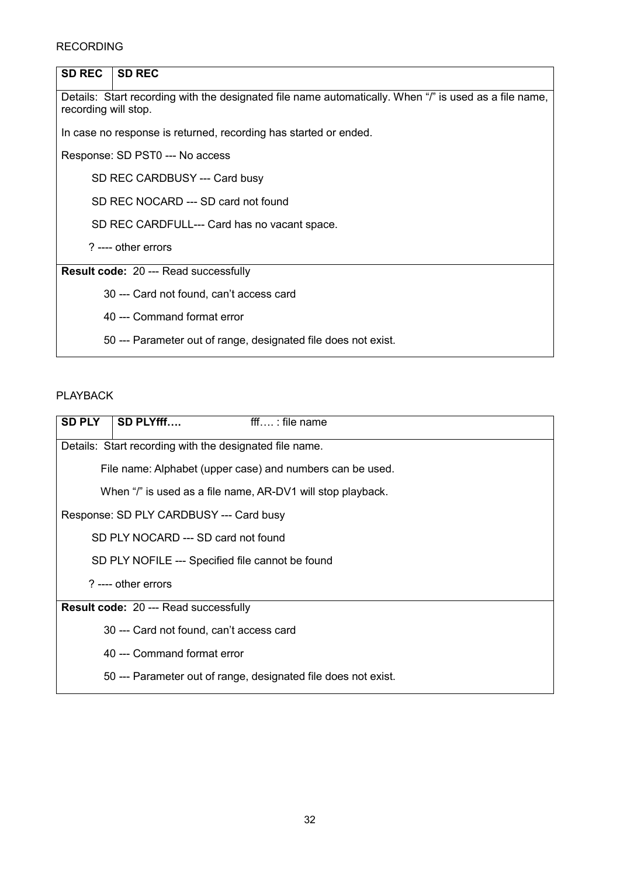RECORDING

| SD REC | SD REC |
|---|---|
| Details: Start recording with the designated file name automatically. When "/" is used as a file name, recording will stop. | |
| In case no response is returned, recording has started or ended. | |
| Response: SD PST0 --- No access | |
| SD REC CARDBUSY --- Card busy | |
| SD REC NOCARD --- SD card not found | |
| SD REC CARDFULL--- Card has no vacant space. | |
| ? ---- other errors | |
| **Result code:** 20 --- Read successfully | |
| 30 --- Card not found, can't access card | |
| 40 --- Command format error | |
| 50 --- Parameter out of range, designated file does not exist. | |

PLAYBACK

| SD PLY | SD PLYfff…. fff…. : file name |
|---|---|
| Details: Start recording with the designated file name. | |
| File name: Alphabet (upper case) and numbers can be used. | |
| When "/" is used as a file name, AR-DV1 will stop playback. | |
| Response: SD PLY CARDBUSY --- Card busy | |
| SD PLY NOCARD --- SD card not found | |
| SD PLY NOFILE --- Specified file cannot be found | |
| ? ---- other errors | |
| **Result code:** 20 --- Read successfully | |
| 30 --- Card not found, can't access card | |
| 40 --- Command format error | |
| 50 --- Parameter out of range, designated file does not exist. | |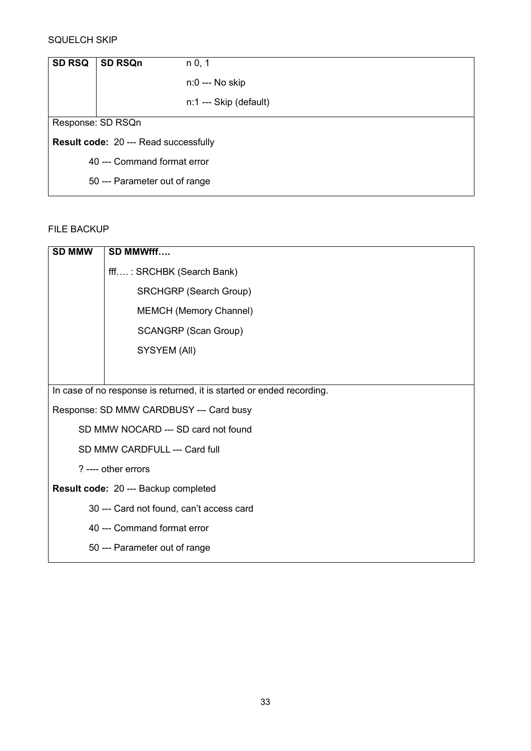SQUELCH SKIP

| SD RSQ | SD RSQn | n 0, 1 |
|---|---|---|
| | | n:0 --- No skip |
| | | n:1 --- Skip (default) |
| Response: SD RSQn | | |
| **Result code:** 20 --- Read successfully | | |
| 40 --- Command format error | | |
| 50 --- Parameter out of range | | |

FILE BACKUP

| SD MMW | SD MMWfff…. |
|---|---|
| | fff…. : SRCHBK (Search Bank) |
| | SRCHGRP (Search Group) |
| | MEMCH (Memory Channel) |
| | SCANGRP (Scan Group) |
| | SYSYEM (All) |
| In case of no response is returned, it is started or ended recording. | |
| Response: SD MMW CARDBUSY --- Card busy | |
| SD MMW NOCARD --- SD card not found | |
| SD MMW CARDFULL --- Card full | |
| ? ---- other errors | |
| **Result code:** 20 --- Backup completed | |
| 30 --- Card not found, can't access card | |
| 40 --- Command format error | |
| 50 --- Parameter out of range | |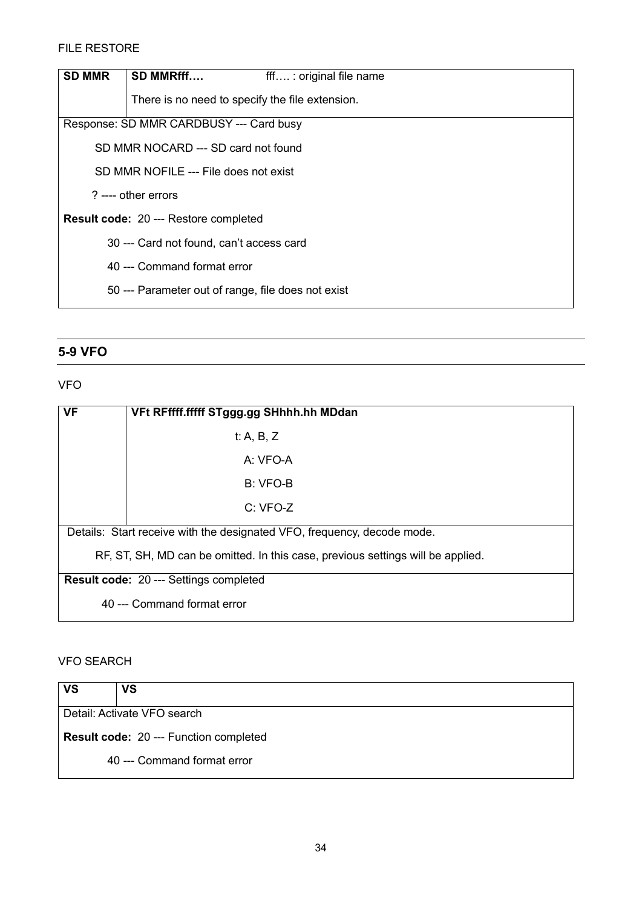FILE RESTORE

| **SD MMR** | **SD MMRfff….** fff…. : original file name<br>There is no need to specify the file extension. |
|---|---|
| Response: SD MMR CARDBUSY --- Card busy<br>SD MMR NOCARD --- SD card not found<br>SD MMR NOFILE --- File does not exist<br>? ---- other errors | |
| **Result code:** 20 --- Restore completed<br>30 --- Card not found, can't access card<br>40 --- Command format error<br>50 --- Parameter out of range, file does not exist | |

## 5-9 VFO

VFO

| **VF** | **VFt RFffff.fffff STggg.gg SHhhh.hh MDdan**<br>t: A, B, Z<br>A: VFO-A<br>B: VFO-B<br>C: VFO-Z |
|---|---|
| Details: Start receive with the designated VFO, frequency, decode mode.<br>RF, ST, SH, MD can be omitted. In this case, previous settings will be applied. | |
| **Result code:** 20 --- Settings completed<br>40 --- Command format error | |

VFO SEARCH

| **VS** | **VS** |
|---|---|
| Detail: Activate VFO search | |
| **Result code:** 20 --- Function completed<br>40 --- Command format error | |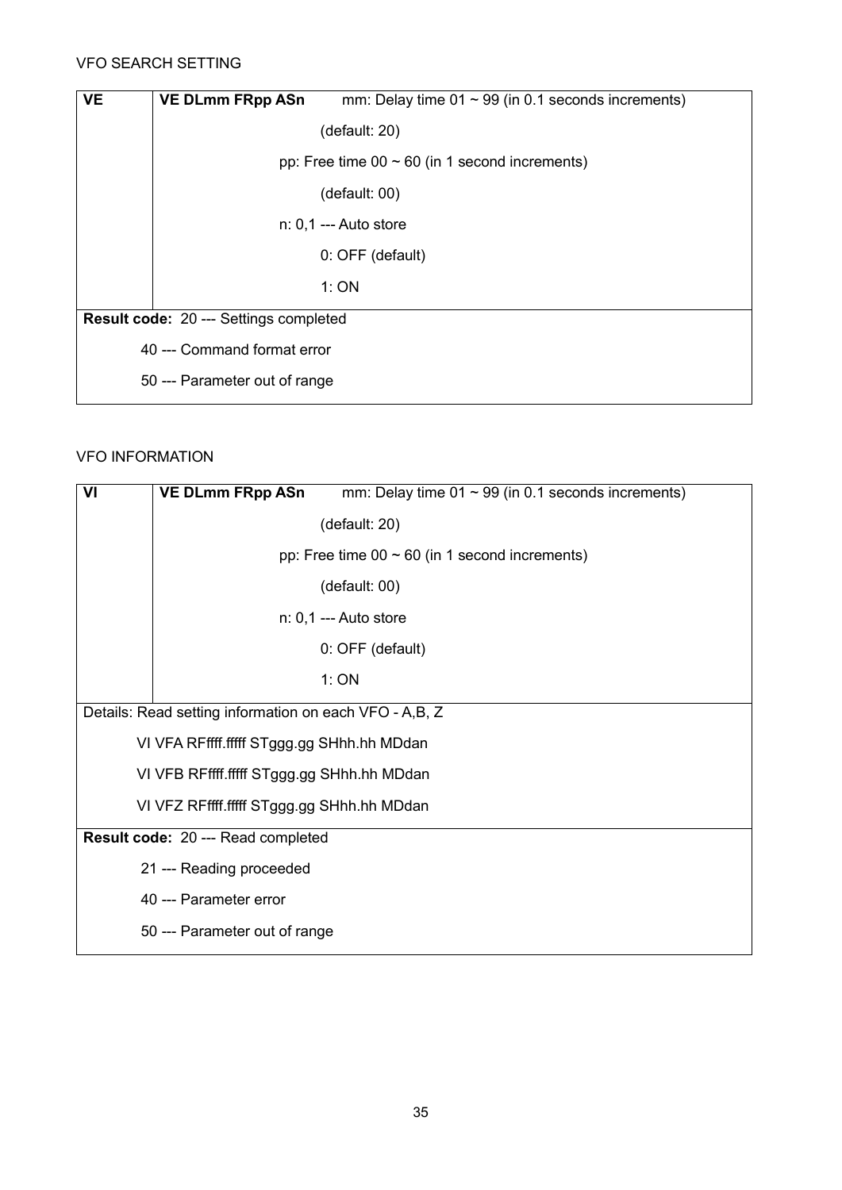VFO SEARCH SETTING

| VE | **VE DLmm FRpp ASn** mm: Delay time 01 ~ 99 (in 0.1 seconds increments) |
|---|---|
| | (default: 20) |
| | pp: Free time 00 ~ 60 (in 1 second increments) |
| | (default: 00) |
| | n: 0,1 --- Auto store |
| | 0: OFF (default) |
| | 1: ON |
| **Result code:** 20 --- Settings completed | |
| 40 --- Command format error | |
| 50 --- Parameter out of range | |

VFO INFORMATION

| VI | **VE DLmm FRpp ASn** mm: Delay time 01 ~ 99 (in 0.1 seconds increments) |
|---|---|
| | (default: 20) |
| | pp: Free time 00 ~ 60 (in 1 second increments) |
| | (default: 00) |
| | n: 0,1 --- Auto store |
| | 0: OFF (default) |
| | 1: ON |
| Details: Read setting information on each VFO - A,B, Z | |
| VI VFA RFffff.fffff STggg.gg SHhh.hh MDdan | |
| VI VFB RFffff.fffff STggg.gg SHhh.hh MDdan | |
| VI VFZ RFffff.fffff STggg.gg SHhh.hh MDdan | |
| **Result code:** 20 --- Read completed | |
| 21 --- Reading proceeded | |
| 40 --- Parameter error | |
| 50 --- Parameter out of range | |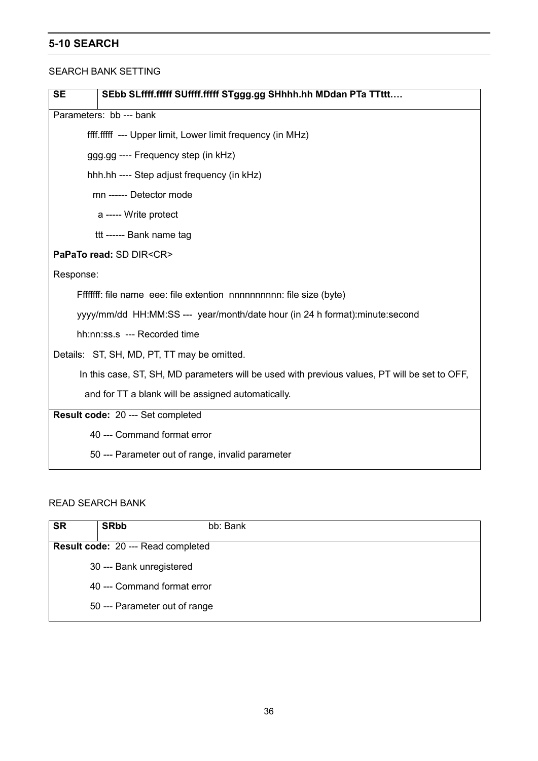## 5-10 SEARCH

SEARCH BANK SETTING

| SE | SEbb SLffff.fffff SUffff.fffff STggg.gg SHhhh.hh MDdan PTa TTttt…. |
|---|---|

Parameters: bb --- bank

ffff.fffff --- Upper limit, Lower limit frequency (in MHz)

ggg.gg ---- Frequency step (in kHz)

hhh.hh ---- Step adjust frequency (in kHz)

mn ------ Detector mode

a ----- Write protect

ttt ------ Bank name tag

**PaPaTo read:** SD DIR<CR>

Response:

Fffffff: file name eee: file extention nnnnnnnnnn: file size (byte)

yyyy/mm/dd HH:MM:SS --- year/month/date hour (in 24 h format):minute:second

hh:nn:ss.s --- Recorded time

Details: ST, SH, MD, PT, TT may be omitted.

In this case, ST, SH, MD parameters will be used with previous values, PT will be set to OFF,

and for TT a blank will be assigned automatically.

**Result code:** 20 --- Set completed

40 --- Command format error

50 --- Parameter out of range, invalid parameter

READ SEARCH BANK

| SR | SRbb bb: Bank |
|---|---|

**Result code:** 20 --- Read completed

30 --- Bank unregistered

40 --- Command format error

50 --- Parameter out of range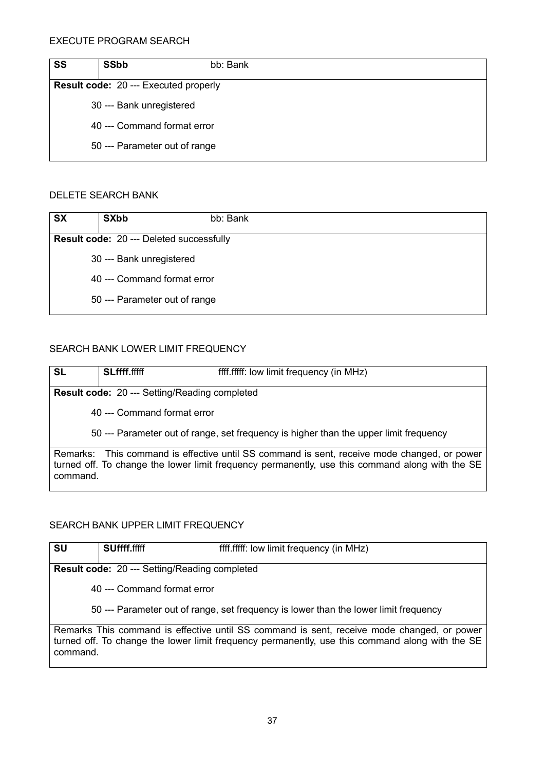EXECUTE PROGRAM SEARCH

| SS | SSbb | bb: Bank |
|---|---|---|
| **Result code:** 20 --- Executed properly | | |
| 30 --- Bank unregistered | | |
| 40 --- Command format error | | |
| 50 --- Parameter out of range | | |

DELETE SEARCH BANK

| SX | SXbb | bb: Bank |
|---|---|---|
| **Result code:** 20 --- Deleted successfully | | |
| 30 --- Bank unregistered | | |
| 40 --- Command format error | | |
| 50 --- Parameter out of range | | |

SEARCH BANK LOWER LIMIT FREQUENCY

| SL | SLffff.fffff | ffff.fffff: low limit frequency (in MHz) |
|---|---|---|
| **Result code:** 20 --- Setting/Reading completed | | |
| 40 --- Command format error | | |
| 50 --- Parameter out of range, set frequency is higher than the upper limit frequency | | |
| Remarks: This command is effective until SS command is sent, receive mode changed, or power turned off. To change the lower limit frequency permanently, use this command along with the SE command. | | |

SEARCH BANK UPPER LIMIT FREQUENCY

| SU | SUffff.fffff | ffff.fffff: low limit frequency (in MHz) |
|---|---|---|
| **Result code:** 20 --- Setting/Reading completed | | |
| 40 --- Command format error | | |
| 50 --- Parameter out of range, set frequency is lower than the lower limit frequency | | |
| Remarks This command is effective until SS command is sent, receive mode changed, or power turned off. To change the lower limit frequency permanently, use this command along with the SE command. | | |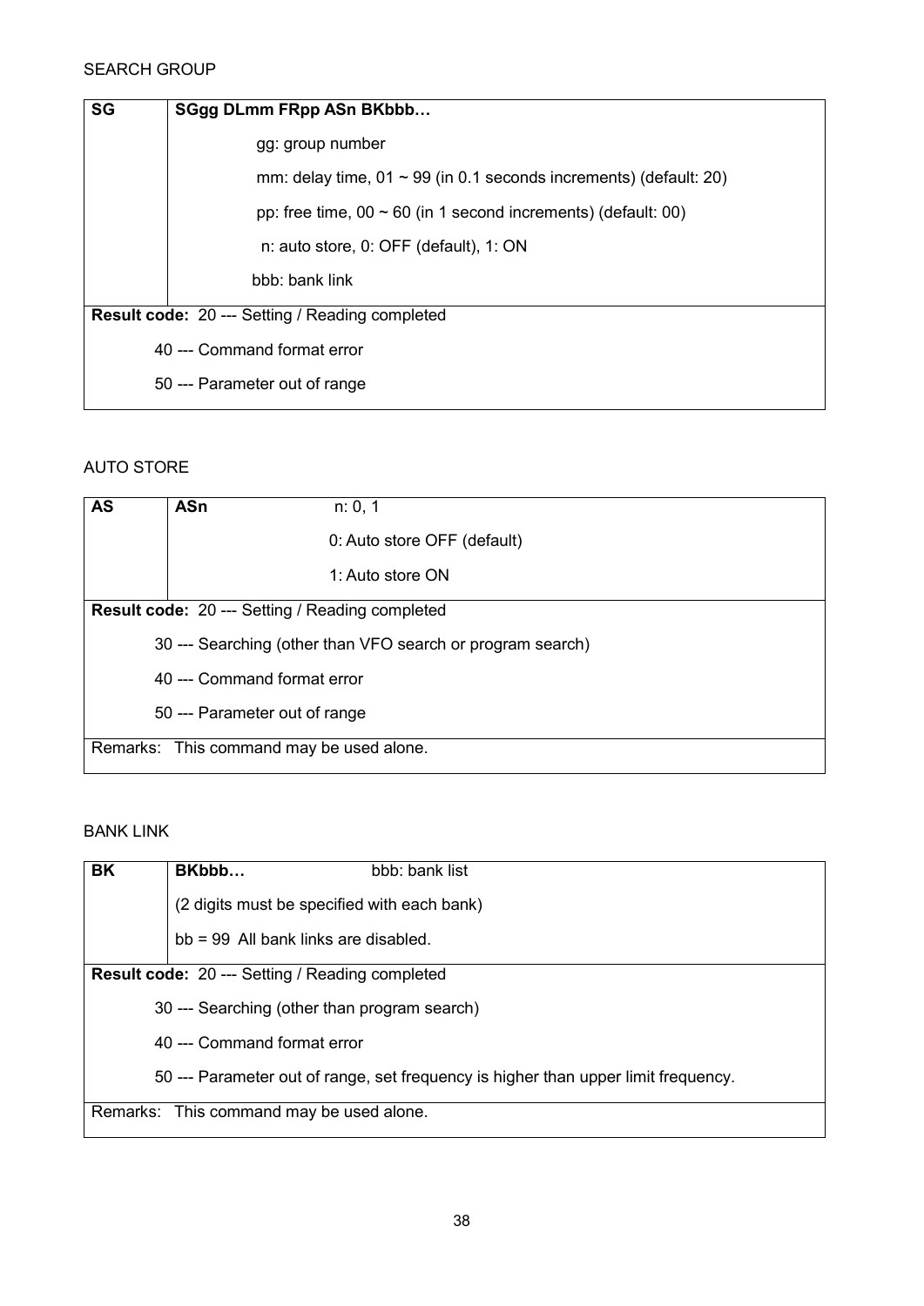SEARCH GROUP

| SG | SGgg DLmm FRpp ASn BKbbb… |
|---|---|
| | gg: group number |
| | mm: delay time, 01 ~ 99 (in 0.1 seconds increments) (default: 20) |
| | pp: free time, 00 ~ 60 (in 1 second increments) (default: 00) |
| | n: auto store, 0: OFF (default), 1: ON |
| | bbb: bank link |
| **Result code:** 20 --- Setting / Reading completed | |
| 40 --- Command format error | |
| 50 --- Parameter out of range | |

AUTO STORE

| AS | ASn n: 0, 1 |
|---|---|
| | 0: Auto store OFF (default) |
| | 1: Auto store ON |
| **Result code:** 20 --- Setting / Reading completed | |
| 30 --- Searching (other than VFO search or program search) | |
| 40 --- Command format error | |
| 50 --- Parameter out of range | |
| Remarks: This command may be used alone. | |

BANK LINK

| BK | BKbbb… bbb: bank list |
|---|---|
| | (2 digits must be specified with each bank) |
| | bb = 99 All bank links are disabled. |
| **Result code:** 20 --- Setting / Reading completed | |
| 30 --- Searching (other than program search) | |
| 40 --- Command format error | |
| 50 --- Parameter out of range, set frequency is higher than upper limit frequency. | |
| Remarks: This command may be used alone. | |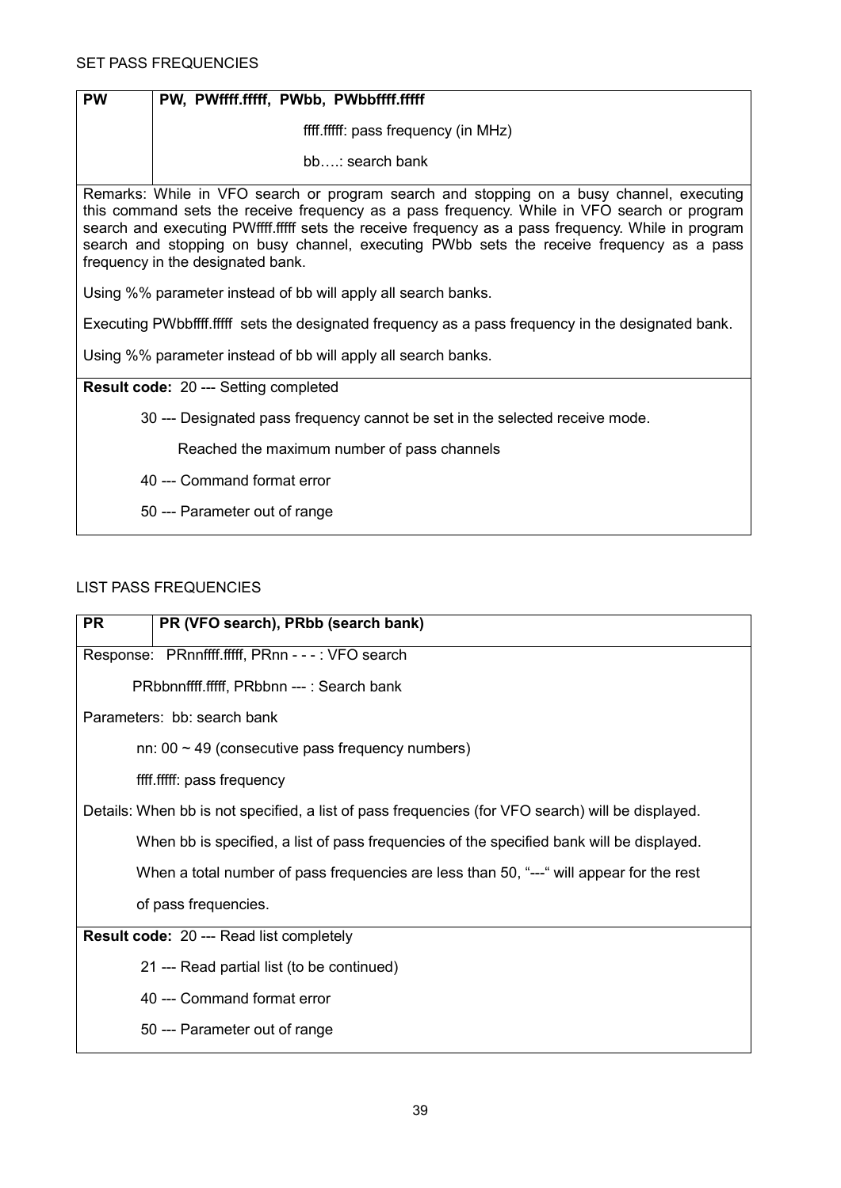SET PASS FREQUENCIES

| PW | PW, PWffff.fffff, PWbb, PWbbffff.fffff |
|---|---|
| | ffff.fffff: pass frequency (in MHz) |
| | bb….: search bank |

Remarks: While in VFO search or program search and stopping on a busy channel, executing this command sets the receive frequency as a pass frequency. While in VFO search or program search and executing PWffff.fffff sets the receive frequency as a pass frequency. While in program search and stopping on busy channel, executing PWbb sets the receive frequency as a pass frequency in the designated bank.

Using %% parameter instead of bb will apply all search banks.

Executing PWbbffff.fffff sets the designated frequency as a pass frequency in the designated bank.

Using %% parameter instead of bb will apply all search banks.

**Result code:** 20 --- Setting completed

30 --- Designated pass frequency cannot be set in the selected receive mode.

Reached the maximum number of pass channels

40 --- Command format error

50 --- Parameter out of range

LIST PASS FREQUENCIES

| PR | PR (VFO search), PRbb (search bank) |
|---|---|

Response: PRnnffff.fffff, PRnn - - - : VFO search

PRbbnnffff.fffff, PRbbnn --- : Search bank

Parameters: bb: search bank

nn: 00 ~ 49 (consecutive pass frequency numbers)

ffff.fffff: pass frequency

Details: When bb is not specified, a list of pass frequencies (for VFO search) will be displayed.

When bb is specified, a list of pass frequencies of the specified bank will be displayed.

When a total number of pass frequencies are less than 50, "---" will appear for the rest of pass frequencies.

**Result code:** 20 --- Read list completely

21 --- Read partial list (to be continued)

40 --- Command format error

50 --- Parameter out of range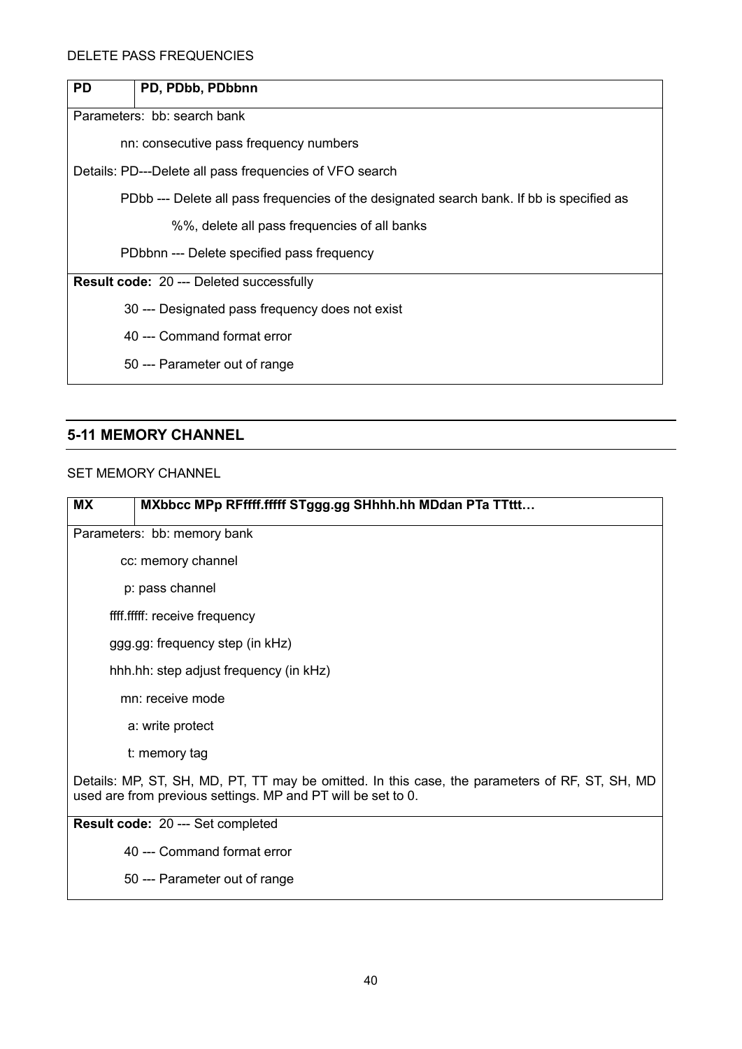DELETE PASS FREQUENCIES

| PD | PD, PDbb, PDbbnn |
|---|---|
| Parameters: bb: search bank<br>nn: consecutive pass frequency numbers<br>Details: PD---Delete all pass frequencies of VFO search<br>PDbb --- Delete all pass frequencies of the designated search bank. If bb is specified as %%, delete all pass frequencies of all banks<br>PDbbnn --- Delete specified pass frequency | |
| **Result code:** 20 --- Deleted successfully<br>30 --- Designated pass frequency does not exist<br>40 --- Command format error<br>50 --- Parameter out of range | |

## 5-11 MEMORY CHANNEL

SET MEMORY CHANNEL

| MX | MXbbcc MPp RFffff.fffff STggg.gg SHhhh.hh MDdan PTa TTttt… |
|---|---|
| Parameters: bb: memory bank<br>cc: memory channel<br>p: pass channel<br>ffff.fffff: receive frequency<br>ggg.gg: frequency step (in kHz)<br>hhh.hh: step adjust frequency (in kHz)<br>mn: receive mode<br>a: write protect<br>t: memory tag<br>Details: MP, ST, SH, MD, PT, TT may be omitted. In this case, the parameters of RF, ST, SH, MD used are from previous settings. MP and PT will be set to 0. | |
| **Result code:** 20 --- Set completed<br>40 --- Command format error<br>50 --- Parameter out of range | |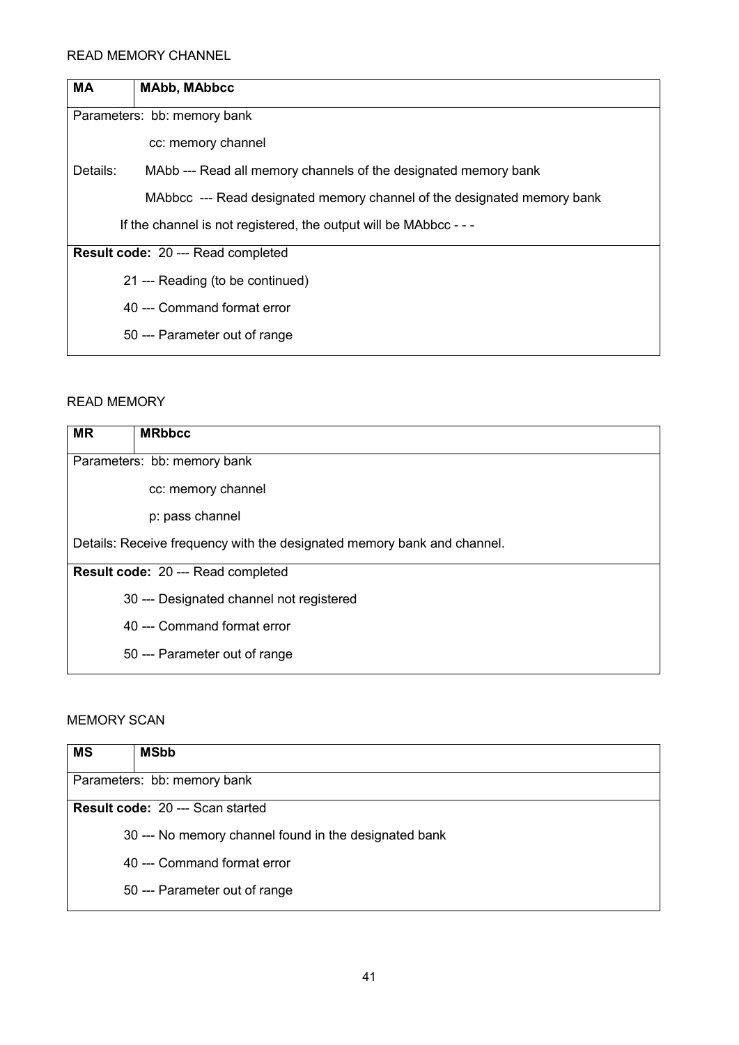READ MEMORY CHANNEL

| MA | MAbb, MAbbcc |
|---|---|
| Parameters: bb: memory bank<br>cc: memory channel<br>Details: MAbb --- Read all memory channels of the designated memory bank<br>MAbbcc --- Read designated memory channel of the designated memory bank<br>If the channel is not registered, the output will be MAbbcc - - - | |
| **Result code:** 20 --- Read completed<br>21 --- Reading (to be continued)<br>40 --- Command format error<br>50 --- Parameter out of range | |

READ MEMORY

| MR | MRbbcc |
|---|---|
| Parameters: bb: memory bank<br>cc: memory channel<br>p: pass channel<br>Details: Receive frequency with the designated memory bank and channel. | |
| **Result code:** 20 --- Read completed<br>30 --- Designated channel not registered<br>40 --- Command format error<br>50 --- Parameter out of range | |

MEMORY SCAN

| MS | MSbb |
|---|---|
| Parameters: bb: memory bank | |
| **Result code:** 20 --- Scan started<br>30 --- No memory channel found in the designated bank<br>40 --- Command format error<br>50 --- Parameter out of range | |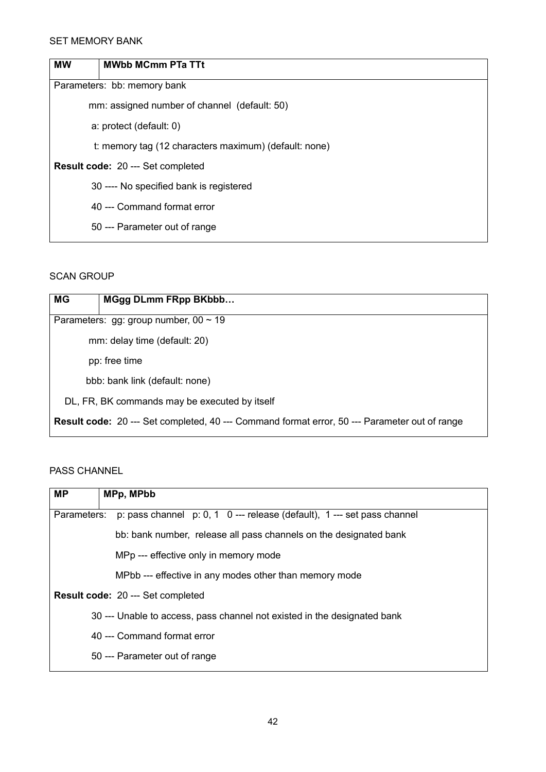SET MEMORY BANK

| MW | MWbb MCmm PTa TTt |
|---|---|
| Parameters: bb: memory bank | |
| mm: assigned number of channel (default: 50) | |
| a: protect (default: 0) | |
| t: memory tag (12 characters maximum) (default: none) | |
| **Result code:** 20 --- Set completed | |
| 30 ---- No specified bank is registered | |
| 40 --- Command format error | |
| 50 --- Parameter out of range | |

SCAN GROUP

| MG | MGgg DLmm FRpp BKbbb… |
|---|---|
| Parameters: gg: group number, 00 ~ 19 | |
| mm: delay time (default: 20) | |
| pp: free time | |
| bbb: bank link (default: none) | |
| DL, FR, BK commands may be executed by itself | |
| **Result code:** 20 --- Set completed, 40 --- Command format error, 50 --- Parameter out of range | |

PASS CHANNEL

| MP | MPp, MPbb |
|---|---|
| Parameters: p: pass channel p: 0, 1 0 --- release (default), 1 --- set pass channel | |
| bb: bank number, release all pass channels on the designated bank | |
| MPp --- effective only in memory mode | |
| MPbb --- effective in any modes other than memory mode | |
| **Result code:** 20 --- Set completed | |
| 30 --- Unable to access, pass channel not existed in the designated bank | |
| 40 --- Command format error | |
| 50 --- Parameter out of range | |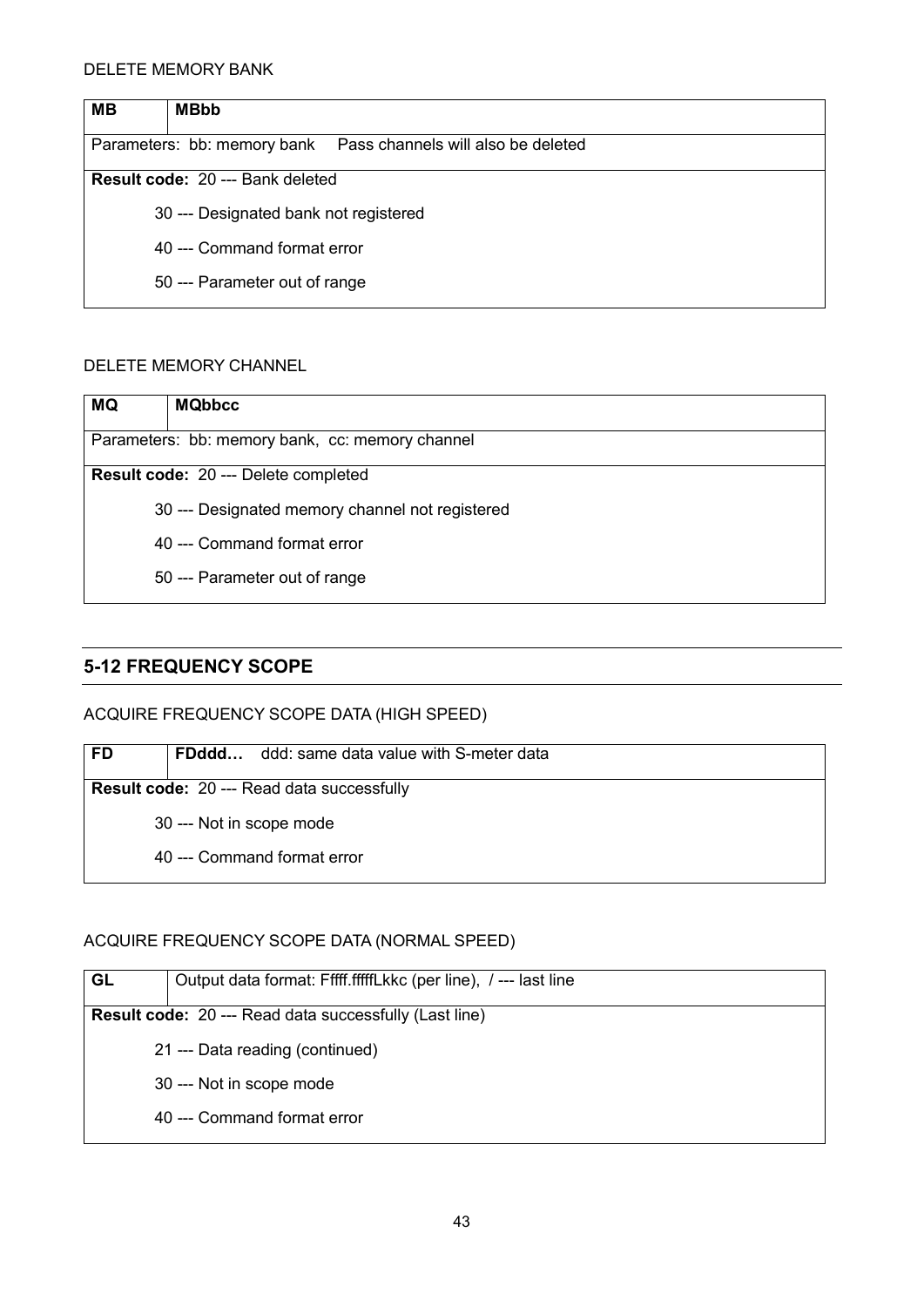DELETE MEMORY BANK

| MB | MBbb |
|---|---|
| Parameters: bb: memory bank    Pass channels will also be deleted | |
| **Result code:** 20 --- Bank deleted | |
| 30 --- Designated bank not registered | |
| 40 --- Command format error | |
| 50 --- Parameter out of range | |

DELETE MEMORY CHANNEL

| MQ | MQbbcc |
|---|---|
| Parameters: bb: memory bank, cc: memory channel | |
| **Result code:** 20 --- Delete completed | |
| 30 --- Designated memory channel not registered | |
| 40 --- Command format error | |
| 50 --- Parameter out of range | |

## 5-12 FREQUENCY SCOPE

ACQUIRE FREQUENCY SCOPE DATA (HIGH SPEED)

| FD | **FDddd…** ddd: same data value with S-meter data |
|---|---|
| **Result code:** 20 --- Read data successfully | |
| 30 --- Not in scope mode | |
| 40 --- Command format error | |

ACQUIRE FREQUENCY SCOPE DATA (NORMAL SPEED)

| GL | Output data format: Fffff.fffffLkkc (per line), / --- last line |
|---|---|
| **Result code:** 20 --- Read data successfully (Last line) | |
| 21 --- Data reading (continued) | |
| 30 --- Not in scope mode | |
| 40 --- Command format error | |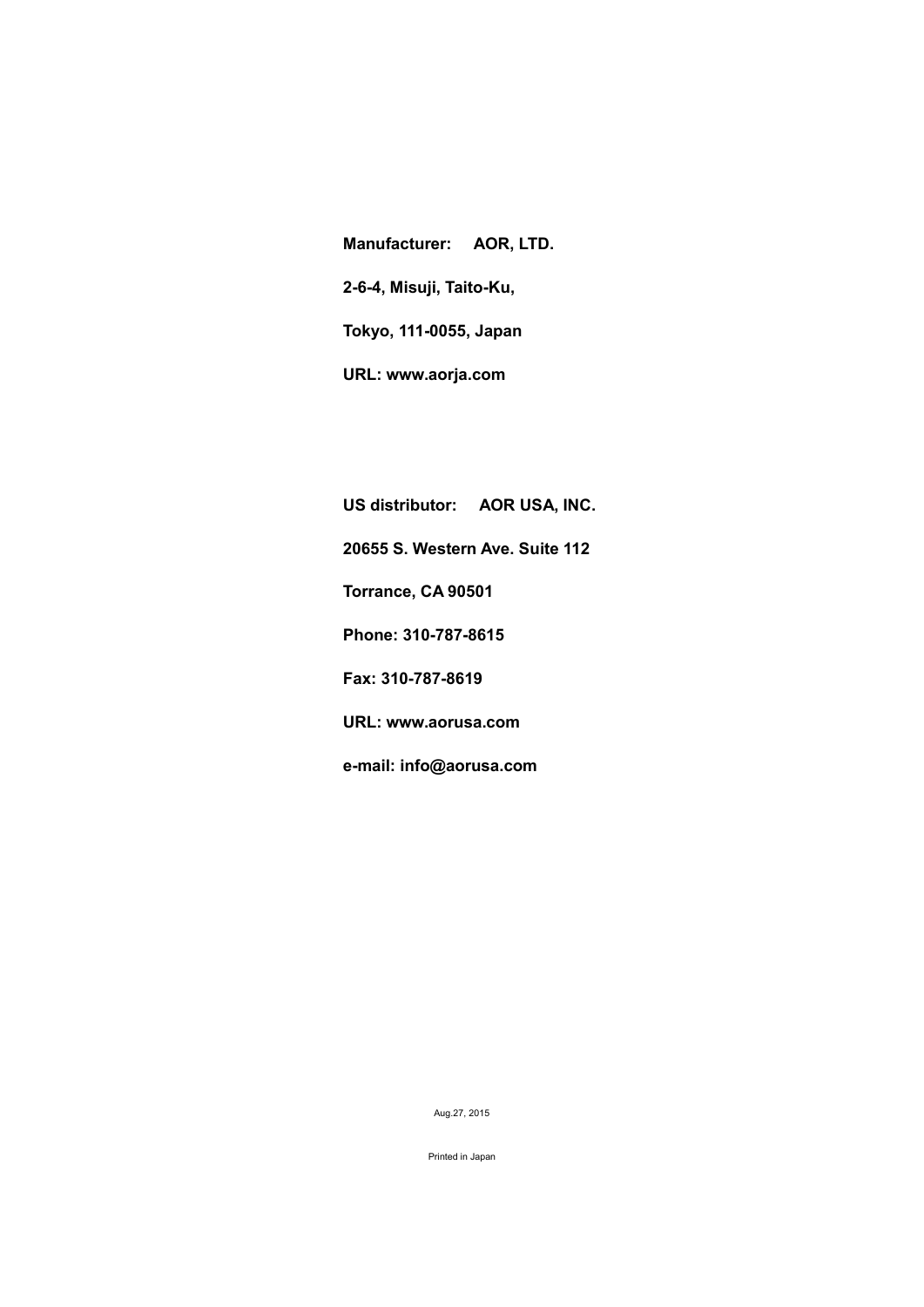**Manufacturer: AOR, LTD.**

**2-6-4, Misuji, Taito-Ku,**

**Tokyo, 111-0055, Japan**

**URL: www.aorja.com**

**US distributor: AOR USA, INC.**

**20655 S. Western Ave. Suite 112**

**Torrance, CA 90501**

**Phone: 310-787-8615**

**Fax: 310-787-8619**

**URL: www.aorusa.com**

**e-mail: info@aorusa.com**

Aug.27, 2015

Printed in Japan